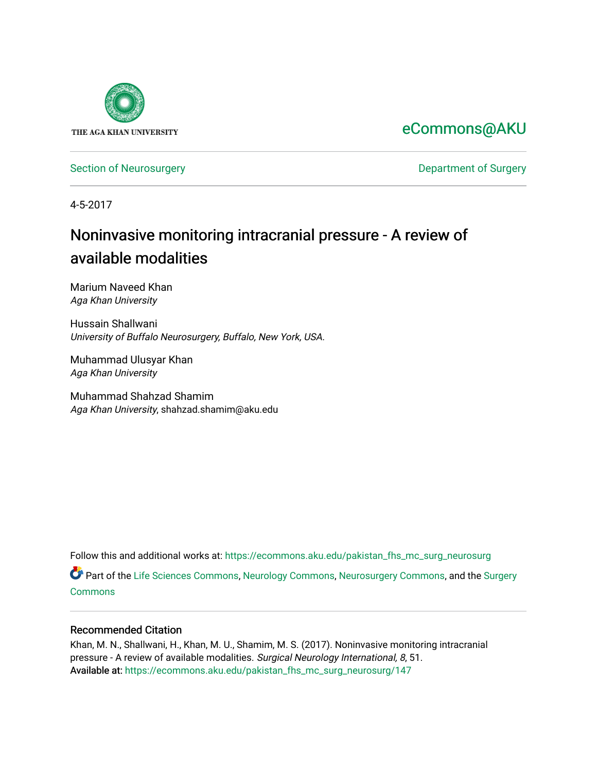THE AGA KHAN UNIVERSITY

eCommons@AKU

Section of Neurosurgery

Department of Surgery

4-5-2017

# Noninvasive monitoring intracranial pressure - A review of available modalities

Marium Naveed Khan
*Aga Khan University*

Hussain Shallwani
*University of Buffalo Neurosurgery, Buffalo, New York, USA.*

Muhammad Ulusyar Khan
*Aga Khan University*

Muhammad Shahzad Shamim
*Aga Khan University*, shahzad.shamim@aku.edu

Follow this and additional works at: https://ecommons.aku.edu/pakistan_fhs_mc_surg_neurosurg

Part of the Life Sciences Commons, Neurology Commons, Neurosurgery Commons, and the Surgery Commons

### Recommended Citation

Khan, M. N., Shallwani, H., Khan, M. U., Shamim, M. S. (2017). Noninvasive monitoring intracranial pressure - A review of available modalities. *Surgical Neurology International, 8*, 51.
Available at: https://ecommons.aku.edu/pakistan_fhs_mc_surg_neurosurg/147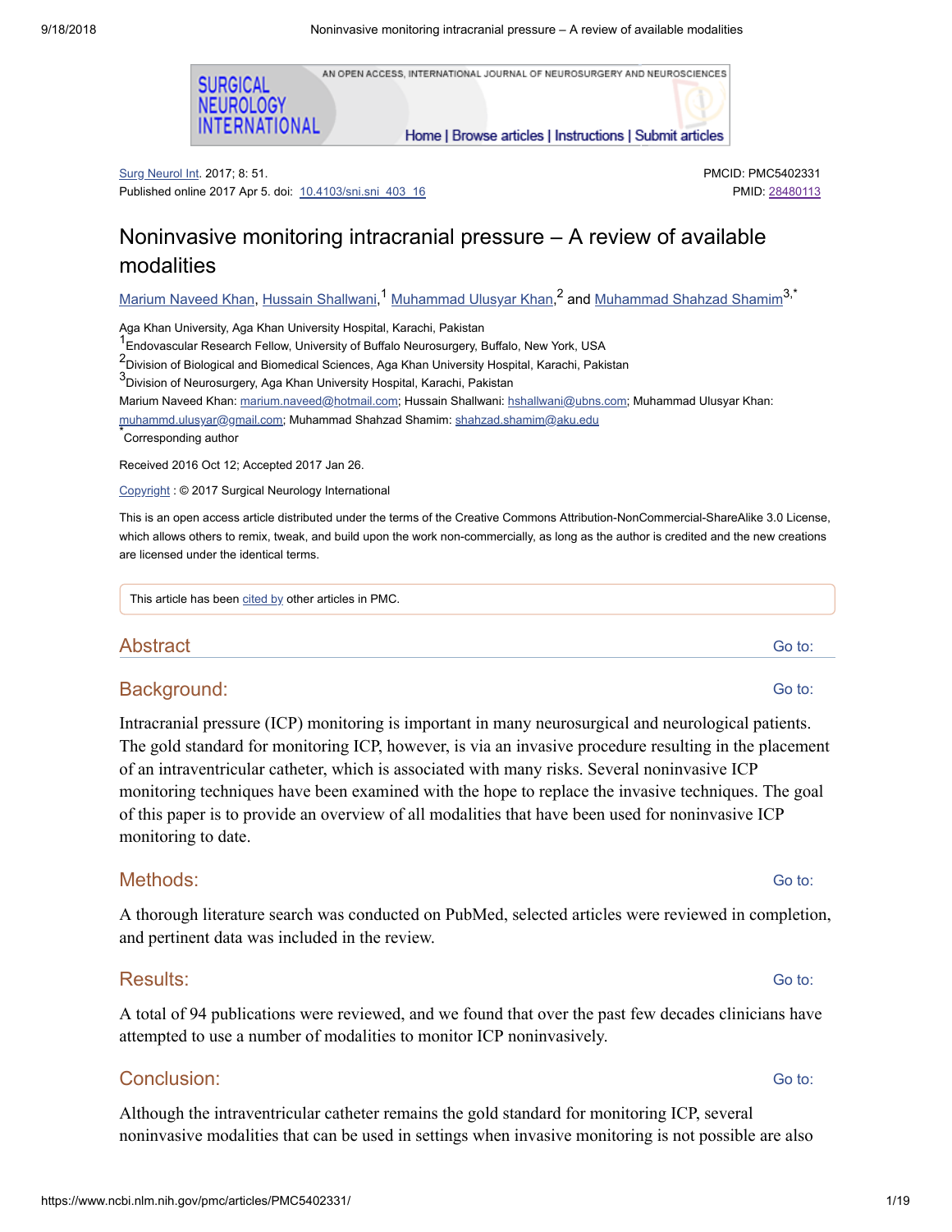Surgical Neurology International — An open access, international journal of neurosurgery and neurosciences

Surg Neurol Int. 2017; 8: 51.
Published online 2017 Apr 5. doi: 10.4103/sni.sni_403_16

PMCID: PMC5402331
PMID: 28480113

# Noninvasive monitoring intracranial pressure – A review of available modalities

Marium Naveed Khan, Hussain Shallwani,[1] Muhammad Ulusyar Khan,[2] and Muhammad Shahzad Shamim[3,*]

Aga Khan University, Aga Khan University Hospital, Karachi, Pakistan
[1]Endovascular Research Fellow, University of Buffalo Neurosurgery, Buffalo, New York, USA
[2]Division of Biological and Biomedical Sciences, Aga Khan University Hospital, Karachi, Pakistan
[3]Division of Neurosurgery, Aga Khan University Hospital, Karachi, Pakistan
Marium Naveed Khan: marium.naveed@hotmail.com; Hussain Shallwani: hshallwani@ubns.com; Muhammad Ulusyar Khan: muhammd.ulusyar@gmail.com; Muhammad Shahzad Shamim: shahzad.shamim@aku.edu
[*]Corresponding author

Received 2016 Oct 12; Accepted 2017 Jan 26.

Copyright : © 2017 Surgical Neurology International

This is an open access article distributed under the terms of the Creative Commons Attribution-NonCommercial-ShareAlike 3.0 License, which allows others to remix, tweak, and build upon the work non-commercially, as long as the author is credited and the new creations are licensed under the identical terms.

This article has been cited by other articles in PMC.

## Abstract

### Background:

Intracranial pressure (ICP) monitoring is important in many neurosurgical and neurological patients. The gold standard for monitoring ICP, however, is via an invasive procedure resulting in the placement of an intraventricular catheter, which is associated with many risks. Several noninvasive ICP monitoring techniques have been examined with the hope to replace the invasive techniques. The goal of this paper is to provide an overview of all modalities that have been used for noninvasive ICP monitoring to date.

### Methods:

A thorough literature search was conducted on PubMed, selected articles were reviewed in completion, and pertinent data was included in the review.

### Results:

A total of 94 publications were reviewed, and we found that over the past few decades clinicians have attempted to use a number of modalities to monitor ICP noninvasively.

### Conclusion:

Although the intraventricular catheter remains the gold standard for monitoring ICP, several noninvasive modalities that can be used in settings when invasive monitoring is not possible are also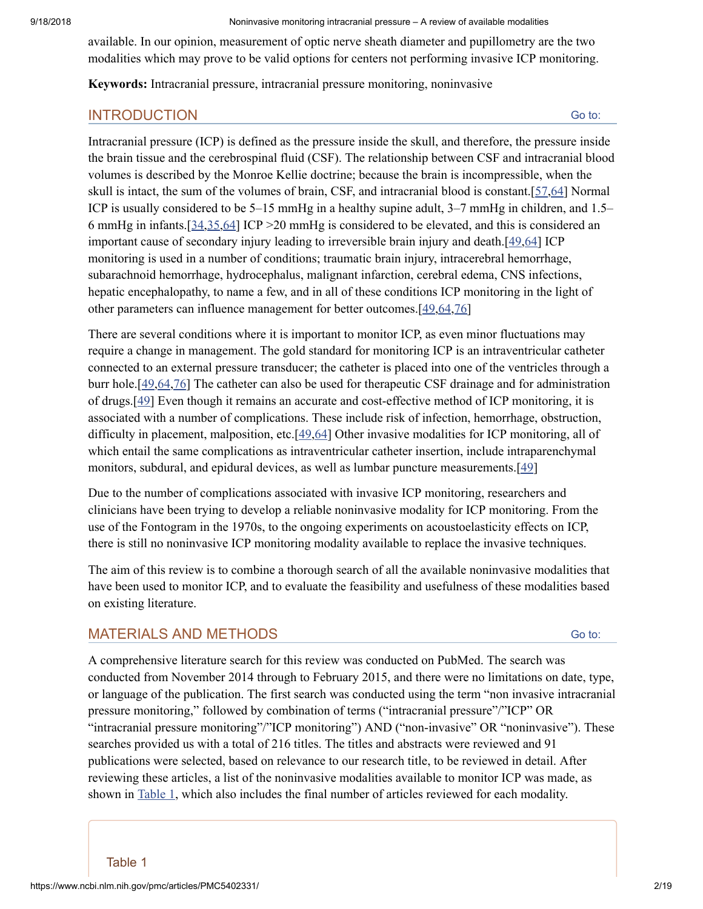available. In our opinion, measurement of optic nerve sheath diameter and pupillometry are the two modalities which may prove to be valid options for centers not performing invasive ICP monitoring.

**Keywords:** Intracranial pressure, intracranial pressure monitoring, noninvasive

## INTRODUCTION

Intracranial pressure (ICP) is defined as the pressure inside the skull, and therefore, the pressure inside the brain tissue and the cerebrospinal fluid (CSF). The relationship between CSF and intracranial blood volumes is described by the Monroe Kellie doctrine; because the brain is incompressible, when the skull is intact, the sum of the volumes of brain, CSF, and intracranial blood is constant.[57,64] Normal ICP is usually considered to be 5–15 mmHg in a healthy supine adult, 3–7 mmHg in children, and 1.5–6 mmHg in infants.[34,35,64] ICP >20 mmHg is considered to be elevated, and this is considered an important cause of secondary injury leading to irreversible brain injury and death.[49,64] ICP monitoring is used in a number of conditions; traumatic brain injury, intracerebral hemorrhage, subarachnoid hemorrhage, hydrocephalus, malignant infarction, cerebral edema, CNS infections, hepatic encephalopathy, to name a few, and in all of these conditions ICP monitoring in the light of other parameters can influence management for better outcomes.[49,64,76]

There are several conditions where it is important to monitor ICP, as even minor fluctuations may require a change in management. The gold standard for monitoring ICP is an intraventricular catheter connected to an external pressure transducer; the catheter is placed into one of the ventricles through a burr hole.[49,64,76] The catheter can also be used for therapeutic CSF drainage and for administration of drugs.[49] Even though it remains an accurate and cost-effective method of ICP monitoring, it is associated with a number of complications. These include risk of infection, hemorrhage, obstruction, difficulty in placement, malposition, etc.[49,64] Other invasive modalities for ICP monitoring, all of which entail the same complications as intraventricular catheter insertion, include intraparenchymal monitors, subdural, and epidural devices, as well as lumbar puncture measurements.[49]

Due to the number of complications associated with invasive ICP monitoring, researchers and clinicians have been trying to develop a reliable noninvasive modality for ICP monitoring. From the use of the Fontogram in the 1970s, to the ongoing experiments on acoustoelasticity effects on ICP, there is still no noninvasive ICP monitoring modality available to replace the invasive techniques.

The aim of this review is to combine a thorough search of all the available noninvasive modalities that have been used to monitor ICP, and to evaluate the feasibility and usefulness of these modalities based on existing literature.

## MATERIALS AND METHODS

A comprehensive literature search for this review was conducted on PubMed. The search was conducted from November 2014 through to February 2015, and there were no limitations on date, type, or language of the publication. The first search was conducted using the term "non invasive intracranial pressure monitoring," followed by combination of terms ("intracranial pressure"/"ICP" OR "intracranial pressure monitoring"/"ICP monitoring") AND ("non-invasive" OR "noninvasive"). These searches provided us with a total of 216 titles. The titles and abstracts were reviewed and 91 publications were selected, based on relevance to our research title, to be reviewed in detail. After reviewing these articles, a list of the noninvasive modalities available to monitor ICP was made, as shown in Table 1, which also includes the final number of articles reviewed for each modality.

Table 1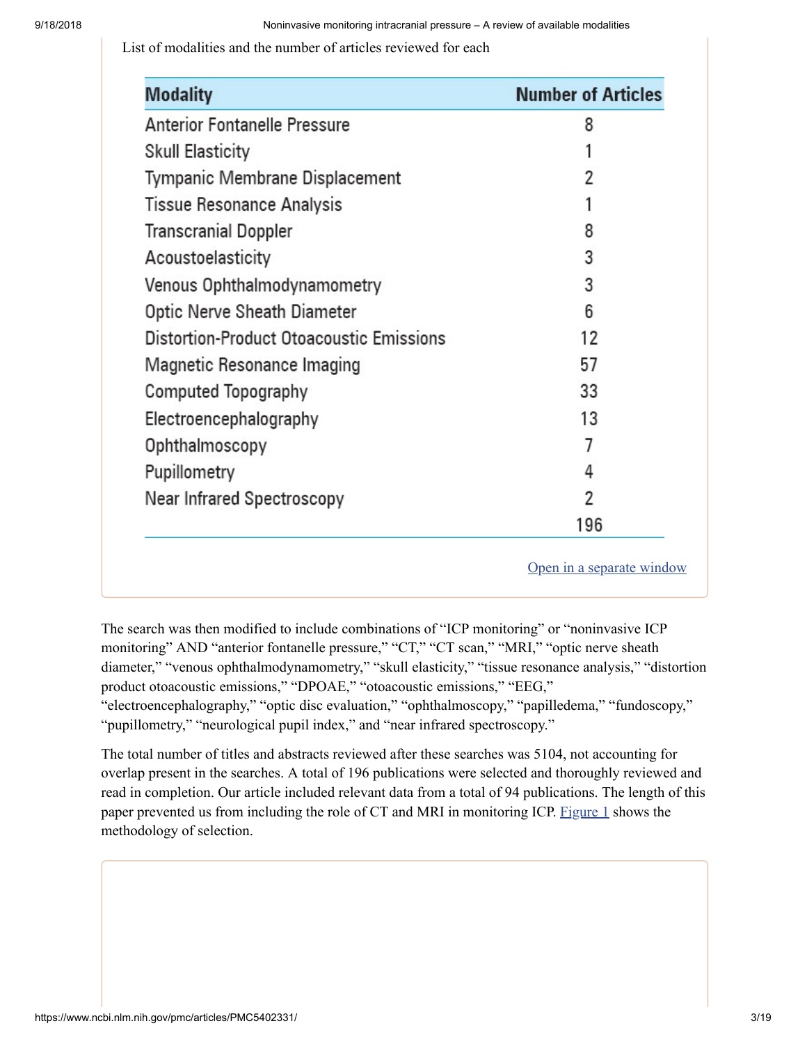List of modalities and the number of articles reviewed for each

| Modality | Number of Articles |
|---|---|
| Anterior Fontanelle Pressure | 8 |
| Skull Elasticity | 1 |
| Tympanic Membrane Displacement | 2 |
| Tissue Resonance Analysis | 1 |
| Transcranial Doppler | 8 |
| Acoustoelasticity | 3 |
| Venous Ophthalmodynamometry | 3 |
| Optic Nerve Sheath Diameter | 6 |
| Distortion-Product Otoacoustic Emissions | 12 |
| Magnetic Resonance Imaging | 57 |
| Computed Topography | 33 |
| Electroencephalography | 13 |
| Ophthalmoscopy | 7 |
| Pupillometry | 4 |
| Near Infrared Spectroscopy | 2 |
| | 196 |

Open in a separate window

The search was then modified to include combinations of "ICP monitoring" or "noninvasive ICP monitoring" AND "anterior fontanelle pressure," "CT," "CT scan," "MRI," "optic nerve sheath diameter," "venous ophthalmodynamometry," "skull elasticity," "tissue resonance analysis," "distortion product otoacoustic emissions," "DPOAE," "otoacoustic emissions," "EEG," "electroencephalography," "optic disc evaluation," "ophthalmoscopy," "papilledema," "fundoscopy," "pupillometry," "neurological pupil index," and "near infrared spectroscopy."

The total number of titles and abstracts reviewed after these searches was 5104, not accounting for overlap present in the searches. A total of 196 publications were selected and thoroughly reviewed and read in completion. Our article included relevant data from a total of 94 publications. The length of this paper prevented us from including the role of CT and MRI in monitoring ICP. Figure 1 shows the methodology of selection.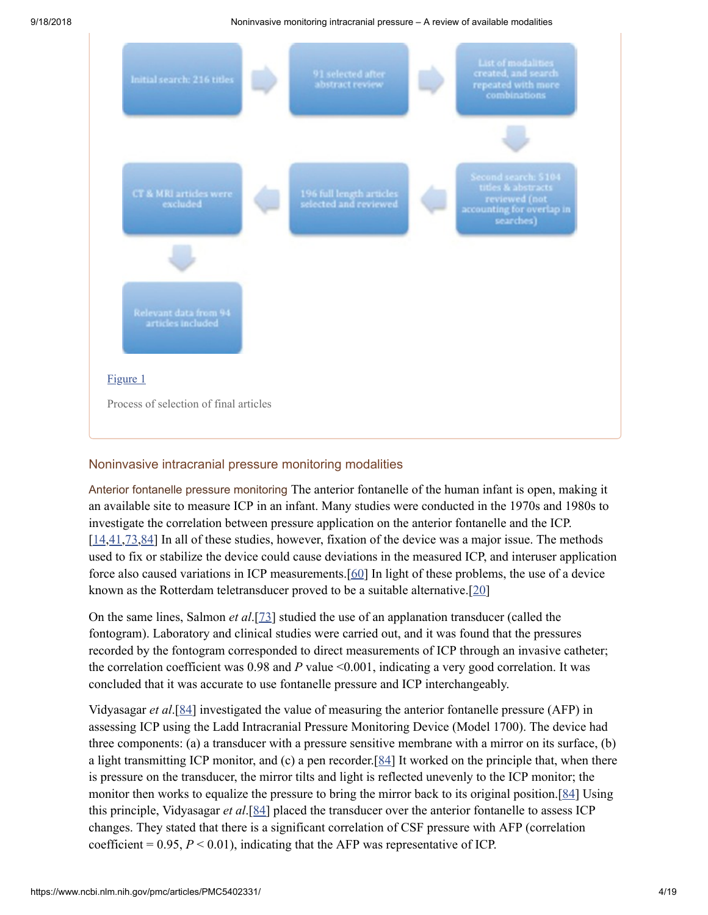Initial search: 216 titles → 91 selected after abstract review → List of modalities created, and search repeated with more combinations → Second search: 5104 titles & abstracts reviewed (not accounting for overlap in searches) → 196 full length articles selected and reviewed → CT & MRI articles were excluded → Relevant data from 94 articles included

Figure 1

Process of selection of final articles

## Noninvasive intracranial pressure monitoring modalities

**Anterior fontanelle pressure monitoring** The anterior fontanelle of the human infant is open, making it an available site to measure ICP in an infant. Many studies were conducted in the 1970s and 1980s to investigate the correlation between pressure application on the anterior fontanelle and the ICP.[14,41,73,84] In all of these studies, however, fixation of the device was a major issue. The methods used to fix or stabilize the device could cause deviations in the measured ICP, and interuser application force also caused variations in ICP measurements.[60] In light of these problems, the use of a device known as the Rotterdam teletransducer proved to be a suitable alternative.[20]

On the same lines, Salmon *et al*.[73] studied the use of an applanation transducer (called the fontogram). Laboratory and clinical studies were carried out, and it was found that the pressures recorded by the fontogram corresponded to direct measurements of ICP through an invasive catheter; the correlation coefficient was 0.98 and $P$ value <0.001, indicating a very good correlation. It was concluded that it was accurate to use fontanelle pressure and ICP interchangeably.

Vidyasagar *et al*.[84] investigated the value of measuring the anterior fontanelle pressure (AFP) in assessing ICP using the Ladd Intracranial Pressure Monitoring Device (Model 1700). The device had three components: (a) a transducer with a pressure sensitive membrane with a mirror on its surface, (b) a light transmitting ICP monitor, and (c) a pen recorder.[84] It worked on the principle that, when there is pressure on the transducer, the mirror tilts and light is reflected unevenly to the ICP monitor; the monitor then works to equalize the pressure to bring the mirror back to its original position.[84] Using this principle, Vidyasagar *et al*.[84] placed the transducer over the anterior fontanelle to assess ICP changes. They stated that there is a significant correlation of CSF pressure with AFP (correlation coefficient = 0.95, $P < 0.01$), indicating that the AFP was representative of ICP.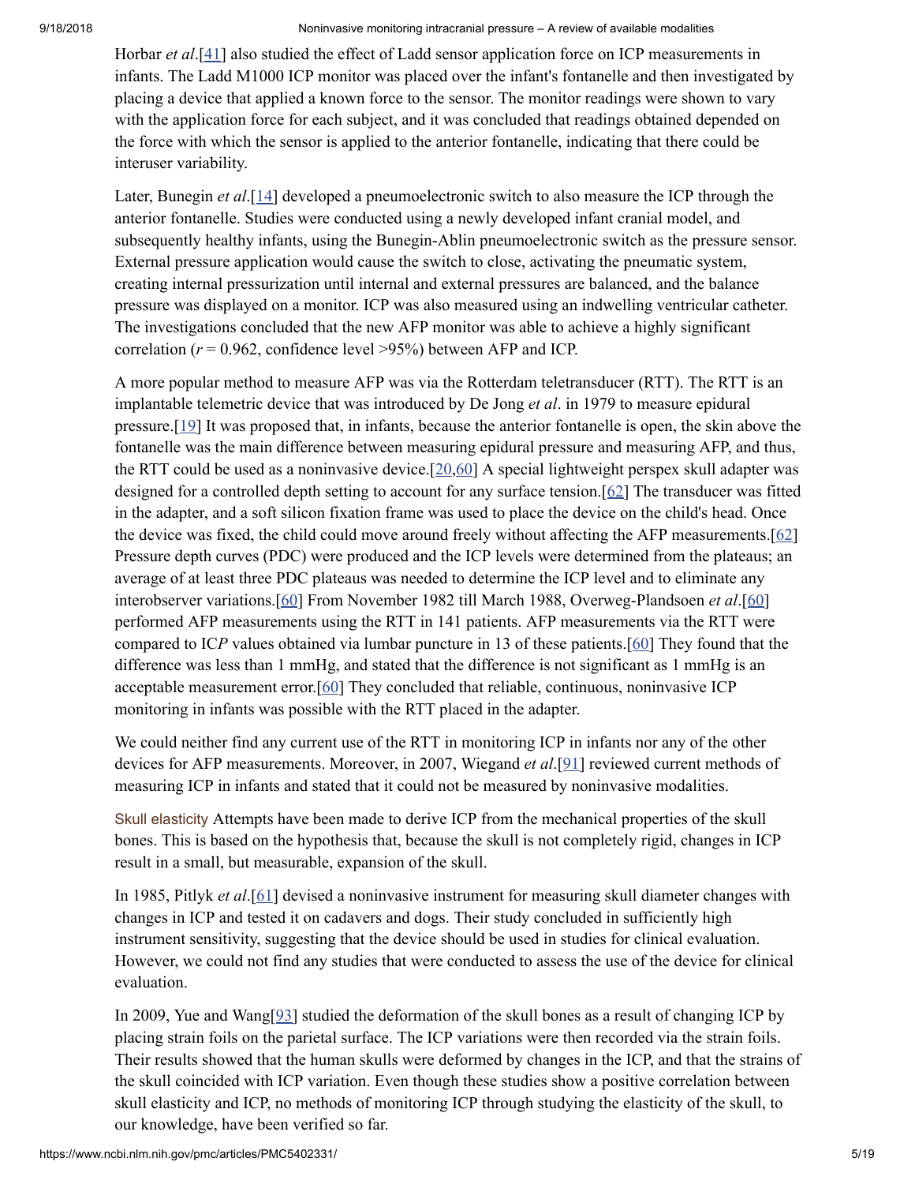Horbar *et al*.[41] also studied the effect of Ladd sensor application force on ICP measurements in infants. The Ladd M1000 ICP monitor was placed over the infant's fontanelle and then investigated by placing a device that applied a known force to the sensor. The monitor readings were shown to vary with the application force for each subject, and it was concluded that readings obtained depended on the force with which the sensor is applied to the anterior fontanelle, indicating that there could be interuser variability.

Later, Bunegin *et al*.[14] developed a pneumoelectronic switch to also measure the ICP through the anterior fontanelle. Studies were conducted using a newly developed infant cranial model, and subsequently healthy infants, using the Bunegin-Ablin pneumoelectronic switch as the pressure sensor. External pressure application would cause the switch to close, activating the pneumatic system, creating internal pressurization until internal and external pressures are balanced, and the balance pressure was displayed on a monitor. ICP was also measured using an indwelling ventricular catheter. The investigations concluded that the new AFP monitor was able to achieve a highly significant correlation ($r$ = 0.962, confidence level >95%) between AFP and ICP.

A more popular method to measure AFP was via the Rotterdam teletransducer (RTT). The RTT is an implantable telemetric device that was introduced by De Jong *et al*. in 1979 to measure epidural pressure.[19] It was proposed that, in infants, because the anterior fontanelle is open, the skin above the fontanelle was the main difference between measuring epidural pressure and measuring AFP, and thus, the RTT could be used as a noninvasive device.[20,60] A special lightweight perspex skull adapter was designed for a controlled depth setting to account for any surface tension.[62] The transducer was fitted in the adapter, and a soft silicon fixation frame was used to place the device on the child's head. Once the device was fixed, the child could move around freely without affecting the AFP measurements.[62] Pressure depth curves (PDC) were produced and the ICP levels were determined from the plateaus; an average of at least three PDC plateaus was needed to determine the ICP level and to eliminate any interobserver variations.[60] From November 1982 till March 1988, Overweg-Plandsoen *et al*.[60] performed AFP measurements using the RTT in 141 patients. AFP measurements via the RTT were compared to IC*P* values obtained via lumbar puncture in 13 of these patients.[60] They found that the difference was less than 1 mmHg, and stated that the difference is not significant as 1 mmHg is an acceptable measurement error.[60] They concluded that reliable, continuous, noninvasive ICP monitoring in infants was possible with the RTT placed in the adapter.

We could neither find any current use of the RTT in monitoring ICP in infants nor any of the other devices for AFP measurements. Moreover, in 2007, Wiegand *et al*.[91] reviewed current methods of measuring ICP in infants and stated that it could not be measured by noninvasive modalities.

Skull elasticity Attempts have been made to derive ICP from the mechanical properties of the skull bones. This is based on the hypothesis that, because the skull is not completely rigid, changes in ICP result in a small, but measurable, expansion of the skull.

In 1985, Pitlyk *et al*.[61] devised a noninvasive instrument for measuring skull diameter changes with changes in ICP and tested it on cadavers and dogs. Their study concluded in sufficiently high instrument sensitivity, suggesting that the device should be used in studies for clinical evaluation. However, we could not find any studies that were conducted to assess the use of the device for clinical evaluation.

In 2009, Yue and Wang[93] studied the deformation of the skull bones as a result of changing ICP by placing strain foils on the parietal surface. The ICP variations were then recorded via the strain foils. Their results showed that the human skulls were deformed by changes in the ICP, and that the strains of the skull coincided with ICP variation. Even though these studies show a positive correlation between skull elasticity and ICP, no methods of monitoring ICP through studying the elasticity of the skull, to our knowledge, have been verified so far.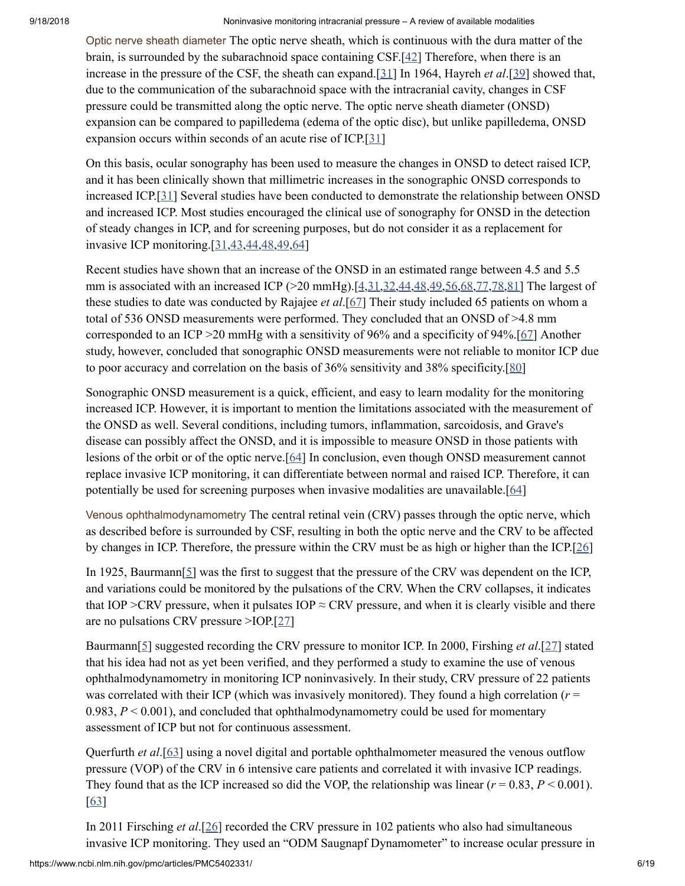Optic nerve sheath diameter The optic nerve sheath, which is continuous with the dura matter of the brain, is surrounded by the subarachnoid space containing CSF.[42] Therefore, when there is an increase in the pressure of the CSF, the sheath can expand.[31] In 1964, Hayreh *et al*.[39] showed that, due to the communication of the subarachnoid space with the intracranial cavity, changes in CSF pressure could be transmitted along the optic nerve. The optic nerve sheath diameter (ONSD) expansion can be compared to papilledema (edema of the optic disc), but unlike papilledema, ONSD expansion occurs within seconds of an acute rise of ICP.[31]

On this basis, ocular sonography has been used to measure the changes in ONSD to detect raised ICP, and it has been clinically shown that millimetric increases in the sonographic ONSD corresponds to increased ICP.[31] Several studies have been conducted to demonstrate the relationship between ONSD and increased ICP. Most studies encouraged the clinical use of sonography for ONSD in the detection of steady changes in ICP, and for screening purposes, but do not consider it as a replacement for invasive ICP monitoring.[31,43,44,48,49,64]

Recent studies have shown that an increase of the ONSD in an estimated range between 4.5 and 5.5 mm is associated with an increased ICP (>20 mmHg).[4,31,32,44,48,49,56,68,77,78,81] The largest of these studies to date was conducted by Rajajee *et al*.[67] Their study included 65 patients on whom a total of 536 ONSD measurements were performed. They concluded that an ONSD of >4.8 mm corresponded to an ICP >20 mmHg with a sensitivity of 96% and a specificity of 94%.[67] Another study, however, concluded that sonographic ONSD measurements were not reliable to monitor ICP due to poor accuracy and correlation on the basis of 36% sensitivity and 38% specificity.[80]

Sonographic ONSD measurement is a quick, efficient, and easy to learn modality for the monitoring increased ICP. However, it is important to mention the limitations associated with the measurement of the ONSD as well. Several conditions, including tumors, inflammation, sarcoidosis, and Grave's disease can possibly affect the ONSD, and it is impossible to measure ONSD in those patients with lesions of the orbit or of the optic nerve.[64] In conclusion, even though ONSD measurement cannot replace invasive ICP monitoring, it can differentiate between normal and raised ICP. Therefore, it can potentially be used for screening purposes when invasive modalities are unavailable.[64]

Venous ophthalmodynamometry The central retinal vein (CRV) passes through the optic nerve, which as described before is surrounded by CSF, resulting in both the optic nerve and the CRV to be affected by changes in ICP. Therefore, the pressure within the CRV must be as high or higher than the ICP.[26]

In 1925, Baurmann[5] was the first to suggest that the pressure of the CRV was dependent on the ICP, and variations could be monitored by the pulsations of the CRV. When the CRV collapses, it indicates that IOP >CRV pressure, when it pulsates IOP ≈ CRV pressure, and when it is clearly visible and there are no pulsations CRV pressure >IOP.[27]

Baurmann[5] suggested recording the CRV pressure to monitor ICP. In 2000, Firsching *et al*.[27] stated that his idea had not as yet been verified, and they performed a study to examine the use of venous ophthalmodynamometry in monitoring ICP noninvasively. In their study, CRV pressure of 22 patients was correlated with their ICP (which was invasively monitored). They found a high correlation ($r = 0.983$, $P < 0.001$), and concluded that ophthalmodynamometry could be used for momentary assessment of ICP but not for continuous assessment.

Querfurth *et al*.[63] using a novel digital and portable ophthalmometer measured the venous outflow pressure (VOP) of the CRV in 6 intensive care patients and correlated it with invasive ICP readings. They found that as the ICP increased so did the VOP, the relationship was linear ($r = 0.83$, $P < 0.001$).[63]

In 2011 Firsching *et al*.[26] recorded the CRV pressure in 102 patients who also had simultaneous invasive ICP monitoring. They used an "ODM Saugnapf Dynamometer" to increase ocular pressure in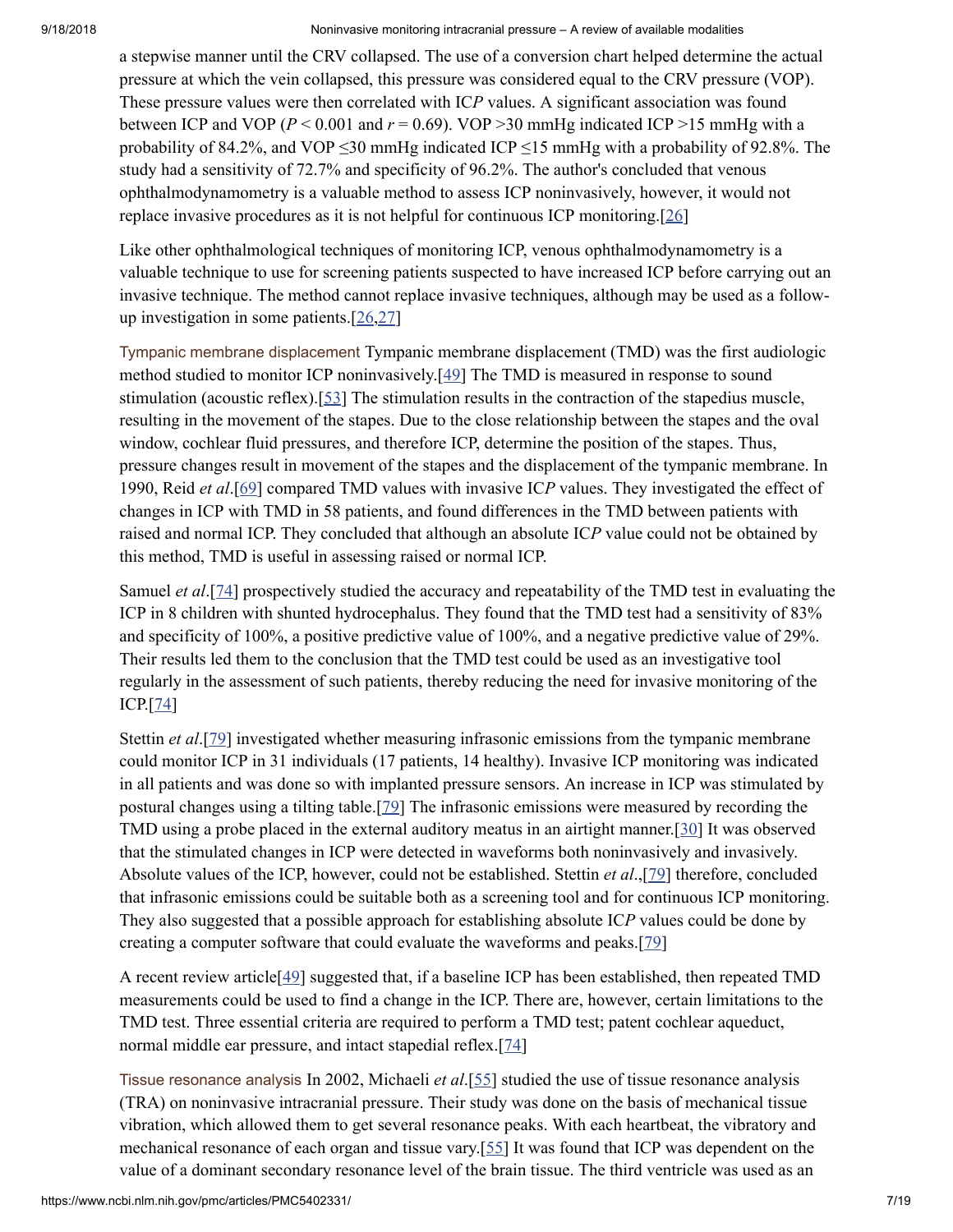a stepwise manner until the CRV collapsed. The use of a conversion chart helped determine the actual pressure at which the vein collapsed, this pressure was considered equal to the CRV pressure (VOP). These pressure values were then correlated with IC*P* values. A significant association was found between ICP and VOP ($P < 0.001$ and $r = 0.69$). VOP >30 mmHg indicated ICP >15 mmHg with a probability of 84.2%, and VOP ≤30 mmHg indicated ICP ≤15 mmHg with a probability of 92.8%. The study had a sensitivity of 72.7% and specificity of 96.2%. The author's concluded that venous ophthalmodynamometry is a valuable method to assess ICP noninvasively, however, it would not replace invasive procedures as it is not helpful for continuous ICP monitoring.[26]

Like other ophthalmological techniques of monitoring ICP, venous ophthalmodynamometry is a valuable technique to use for screening patients suspected to have increased ICP before carrying out an invasive technique. The method cannot replace invasive techniques, although may be used as a follow-up investigation in some patients.[26,27]

### Tympanic membrane displacement

Tympanic membrane displacement (TMD) was the first audiologic method studied to monitor ICP noninvasively.[49] The TMD is measured in response to sound stimulation (acoustic reflex).[53] The stimulation results in the contraction of the stapedius muscle, resulting in the movement of the stapes. Due to the close relationship between the stapes and the oval window, cochlear fluid pressures, and therefore ICP, determine the position of the stapes. Thus, pressure changes result in movement of the stapes and the displacement of the tympanic membrane. In 1990, Reid *et al*.[69] compared TMD values with invasive IC*P* values. They investigated the effect of changes in ICP with TMD in 58 patients, and found differences in the TMD between patients with raised and normal ICP. They concluded that although an absolute IC*P* value could not be obtained by this method, TMD is useful in assessing raised or normal ICP.

Samuel *et al*.[74] prospectively studied the accuracy and repeatability of the TMD test in evaluating the ICP in 8 children with shunted hydrocephalus. They found that the TMD test had a sensitivity of 83% and specificity of 100%, a positive predictive value of 100%, and a negative predictive value of 29%. Their results led them to the conclusion that the TMD test could be used as an investigative tool regularly in the assessment of such patients, thereby reducing the need for invasive monitoring of the ICP.[74]

Stettin *et al*.[79] investigated whether measuring infrasonic emissions from the tympanic membrane could monitor ICP in 31 individuals (17 patients, 14 healthy). Invasive ICP monitoring was indicated in all patients and was done so with implanted pressure sensors. An increase in ICP was stimulated by postural changes using a tilting table.[79] The infrasonic emissions were measured by recording the TMD using a probe placed in the external auditory meatus in an airtight manner.[30] It was observed that the stimulated changes in ICP were detected in waveforms both noninvasively and invasively. Absolute values of the ICP, however, could not be established. Stettin *et al*.,[79] therefore, concluded that infrasonic emissions could be suitable both as a screening tool and for continuous ICP monitoring. They also suggested that a possible approach for establishing absolute IC*P* values could be done by creating a computer software that could evaluate the waveforms and peaks.[79]

A recent review article[49] suggested that, if a baseline ICP has been established, then repeated TMD measurements could be used to find a change in the ICP. There are, however, certain limitations to the TMD test. Three essential criteria are required to perform a TMD test; patent cochlear aqueduct, normal middle ear pressure, and intact stapedial reflex.[74]

### Tissue resonance analysis

In 2002, Michaeli *et al*.[55] studied the use of tissue resonance analysis (TRA) on noninvasive intracranial pressure. Their study was done on the basis of mechanical tissue vibration, which allowed them to get several resonance peaks. With each heartbeat, the vibratory and mechanical resonance of each organ and tissue vary.[55] It was found that ICP was dependent on the value of a dominant secondary resonance level of the brain tissue. The third ventricle was used as an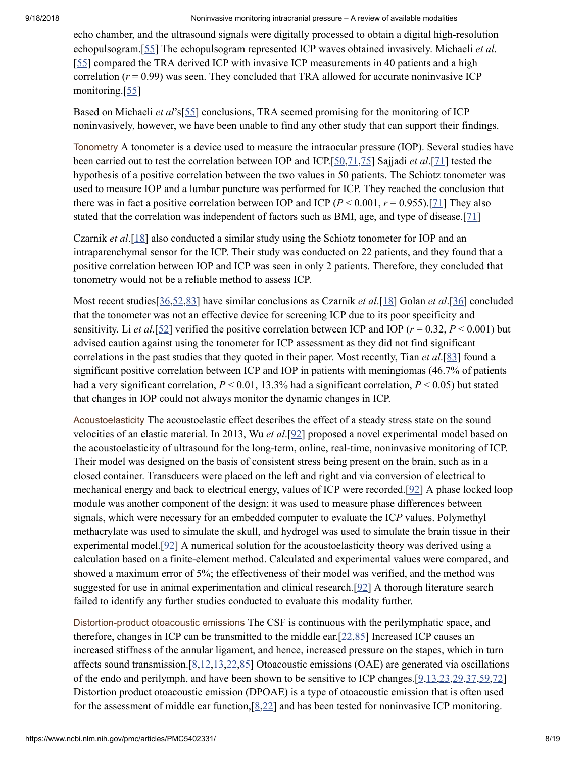echo chamber, and the ultrasound signals were digitally processed to obtain a digital high-resolution echopulsogram.[55] The echopulsogram represented ICP waves obtained invasively. Michaeli *et al*.[55] compared the TRA derived ICP with invasive ICP measurements in 40 patients and a high correlation ($r = 0.99$) was seen. They concluded that TRA allowed for accurate noninvasive ICP monitoring.[55]

Based on Michaeli *et al*'s[55] conclusions, TRA seemed promising for the monitoring of ICP noninvasively, however, we have been unable to find any other study that can support their findings.

Tonometry A tonometer is a device used to measure the intraocular pressure (IOP). Several studies have been carried out to test the correlation between IOP and ICP.[50,71,75] Sajjadi *et al*.[71] tested the hypothesis of a positive correlation between the two values in 50 patients. The Schiotz tonometer was used to measure IOP and a lumbar puncture was performed for ICP. They reached the conclusion that there was in fact a positive correlation between IOP and ICP ($P < 0.001$, $r = 0.955$).[71] They also stated that the correlation was independent of factors such as BMI, age, and type of disease.[71]

Czarnik *et al*.[18] also conducted a similar study using the Schiotz tonometer for IOP and an intraparenchymal sensor for the ICP. Their study was conducted on 22 patients, and they found that a positive correlation between IOP and ICP was seen in only 2 patients. Therefore, they concluded that tonometry would not be a reliable method to assess ICP.

Most recent studies[36,52,83] have similar conclusions as Czarnik *et al*.[18] Golan *et al*.[36] concluded that the tonometer was not an effective device for screening ICP due to its poor specificity and sensitivity. Li *et al*.[52] verified the positive correlation between ICP and IOP ($r = 0.32$, $P < 0.001$) but advised caution against using the tonometer for ICP assessment as they did not find significant correlations in the past studies that they quoted in their paper. Most recently, Tian *et al*.[83] found a significant positive correlation between ICP and IOP in patients with meningiomas (46.7% of patients had a very significant correlation, $P < 0.01$, 13.3% had a significant correlation, $P < 0.05$) but stated that changes in IOP could not always monitor the dynamic changes in ICP.

Acoustoelasticity The acoustoelastic effect describes the effect of a steady stress state on the sound velocities of an elastic material. In 2013, Wu *et al*.[92] proposed a novel experimental model based on the acoustoelasticity of ultrasound for the long-term, online, real-time, noninvasive monitoring of ICP. Their model was designed on the basis of consistent stress being present on the brain, such as in a closed container. Transducers were placed on the left and right and via conversion of electrical to mechanical energy and back to electrical energy, values of ICP were recorded.[92] A phase locked loop module was another component of the design; it was used to measure phase differences between signals, which were necessary for an embedded computer to evaluate the IC*P* values. Polymethyl methacrylate was used to simulate the skull, and hydrogel was used to simulate the brain tissue in their experimental model.[92] A numerical solution for the acoustoelasticity theory was derived using a calculation based on a finite-element method. Calculated and experimental values were compared, and showed a maximum error of 5%; the effectiveness of their model was verified, and the method was suggested for use in animal experimentation and clinical research.[92] A thorough literature search failed to identify any further studies conducted to evaluate this modality further.

Distortion-product otoacoustic emissions The CSF is continuous with the perilymphatic space, and therefore, changes in ICP can be transmitted to the middle ear.[22,85] Increased ICP causes an increased stiffness of the annular ligament, and hence, increased pressure on the stapes, which in turn affects sound transmission.[8,12,13,22,85] Otoacoustic emissions (OAE) are generated via oscillations of the endo and perilymph, and have been shown to be sensitive to ICP changes.[9,13,23,29,37,59,72] Distortion product otoacoustic emission (DPOAE) is a type of otoacoustic emission that is often used for the assessment of middle ear function,[8,22] and has been tested for noninvasive ICP monitoring.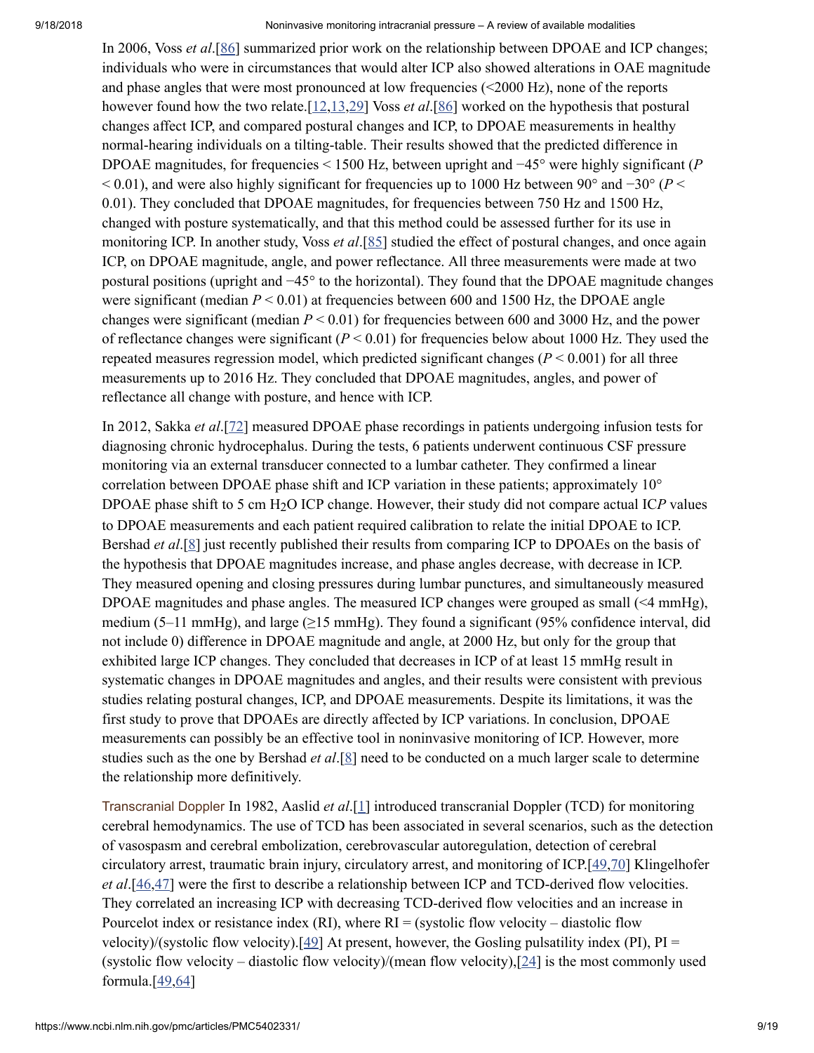In 2006, Voss *et al*.[86] summarized prior work on the relationship between DPOAE and ICP changes; individuals who were in circumstances that would alter ICP also showed alterations in OAE magnitude and phase angles that were most pronounced at low frequencies (<2000 Hz), none of the reports however found how the two relate.[12,13,29] Voss *et al*.[86] worked on the hypothesis that postural changes affect ICP, and compared postural changes and ICP, to DPOAE measurements in healthy normal-hearing individuals on a tilting-table. Their results showed that the predicted difference in DPOAE magnitudes, for frequencies < 1500 Hz, between upright and −45° were highly significant ($P < 0.01$), and were also highly significant for frequencies up to 1000 Hz between 90° and −30° ($P < 0.01$). They concluded that DPOAE magnitudes, for frequencies between 750 Hz and 1500 Hz, changed with posture systematically, and that this method could be assessed further for its use in monitoring ICP. In another study, Voss *et al*.[85] studied the effect of postural changes, and once again ICP, on DPOAE magnitude, angle, and power reflectance. All three measurements were made at two postural positions (upright and −45° to the horizontal). They found that the DPOAE magnitude changes were significant (median $P < 0.01$) at frequencies between 600 and 1500 Hz, the DPOAE angle changes were significant (median $P < 0.01$) for frequencies between 600 and 3000 Hz, and the power of reflectance changes were significant ($P < 0.01$) for frequencies below about 1000 Hz. They used the repeated measures regression model, which predicted significant changes ($P < 0.001$) for all three measurements up to 2016 Hz. They concluded that DPOAE magnitudes, angles, and power of reflectance all change with posture, and hence with ICP.

In 2012, Sakka *et al*.[72] measured DPOAE phase recordings in patients undergoing infusion tests for diagnosing chronic hydrocephalus. During the tests, 6 patients underwent continuous CSF pressure monitoring via an external transducer connected to a lumbar catheter. They confirmed a linear correlation between DPOAE phase shift and ICP variation in these patients; approximately 10° DPOAE phase shift to 5 cm $H_2O$ ICP change. However, their study did not compare actual IC*P* values to DPOAE measurements and each patient required calibration to relate the initial DPOAE to ICP. Bershad *et al*.[8] just recently published their results from comparing ICP to DPOAEs on the basis of the hypothesis that DPOAE magnitudes increase, and phase angles decrease, with decrease in ICP. They measured opening and closing pressures during lumbar punctures, and simultaneously measured DPOAE magnitudes and phase angles. The measured ICP changes were grouped as small (<4 mmHg), medium (5–11 mmHg), and large (≥15 mmHg). They found a significant (95% confidence interval, did not include 0) difference in DPOAE magnitude and angle, at 2000 Hz, but only for the group that exhibited large ICP changes. They concluded that decreases in ICP of at least 15 mmHg result in systematic changes in DPOAE magnitudes and angles, and their results were consistent with previous studies relating postural changes, ICP, and DPOAE measurements. Despite its limitations, it was the first study to prove that DPOAEs are directly affected by ICP variations. In conclusion, DPOAE measurements can possibly be an effective tool in noninvasive monitoring of ICP. However, more studies such as the one by Bershad *et al*.[8] need to be conducted on a much larger scale to determine the relationship more definitively.

Transcranial Doppler In 1982, Aaslid *et al*.[1] introduced transcranial Doppler (TCD) for monitoring cerebral hemodynamics. The use of TCD has been associated in several scenarios, such as the detection of vasospasm and cerebral embolization, cerebrovascular autoregulation, detection of cerebral circulatory arrest, traumatic brain injury, circulatory arrest, and monitoring of ICP.[49,70] Klingelhofer *et al*.[46,47] were the first to describe a relationship between ICP and TCD-derived flow velocities. They correlated an increasing ICP with decreasing TCD-derived flow velocities and an increase in Pourcelot index or resistance index (RI), where RI = (systolic flow velocity – diastolic flow velocity)/(systolic flow velocity).[49] At present, however, the Gosling pulsatility index (PI), PI = (systolic flow velocity – diastolic flow velocity)/(mean flow velocity),[24] is the most commonly used formula.[49,64]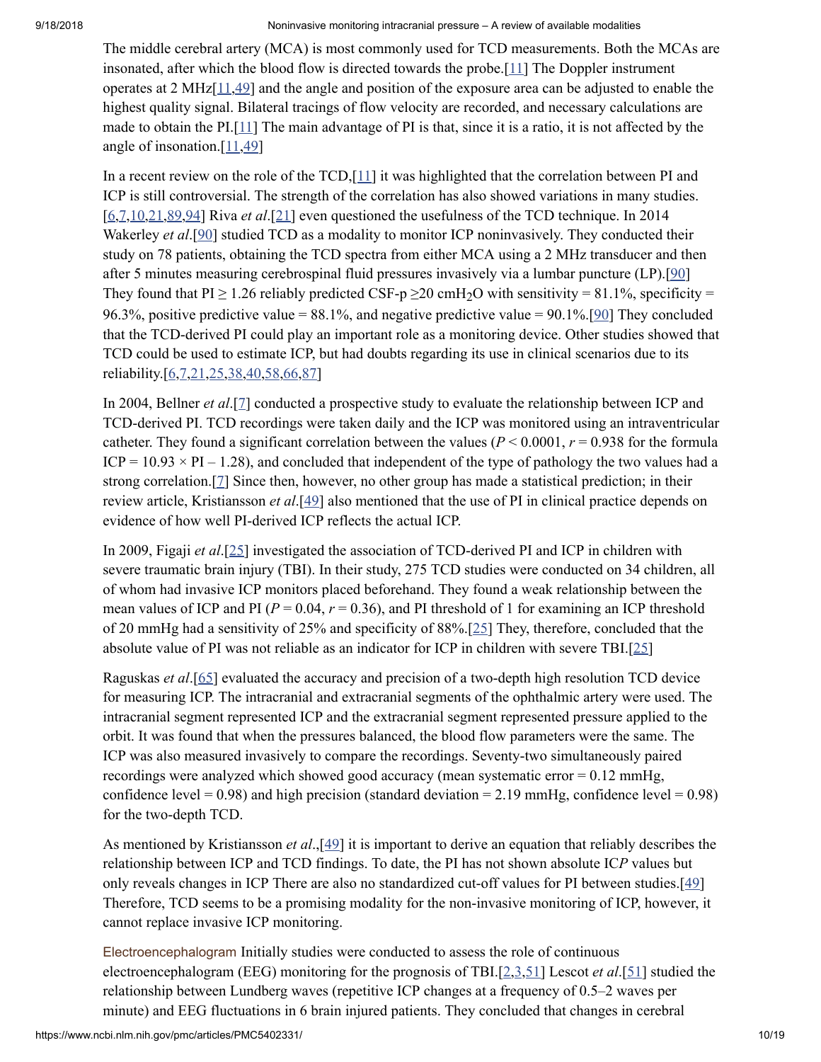The middle cerebral artery (MCA) is most commonly used for TCD measurements. Both the MCAs are insonated, after which the blood flow is directed towards the probe.[11] The Doppler instrument operates at 2 MHz[11,49] and the angle and position of the exposure area can be adjusted to enable the highest quality signal. Bilateral tracings of flow velocity are recorded, and necessary calculations are made to obtain the PI.[11] The main advantage of PI is that, since it is a ratio, it is not affected by the angle of insonation.[11,49]

In a recent review on the role of the TCD,[11] it was highlighted that the correlation between PI and ICP is still controversial. The strength of the correlation has also showed variations in many studies.[6,7,10,21,89,94] Riva *et al*.[21] even questioned the usefulness of the TCD technique. In 2014 Wakerley *et al*.[90] studied TCD as a modality to monitor ICP noninvasively. They conducted their study on 78 patients, obtaining the TCD spectra from either MCA using a 2 MHz transducer and then after 5 minutes measuring cerebrospinal fluid pressures invasively via a lumbar puncture (LP).[90] They found that PI $\geq$ 1.26 reliably predicted CSF-p $\geq$20 cm$H_2O$ with sensitivity = 81.1%, specificity = 96.3%, positive predictive value = 88.1%, and negative predictive value = 90.1%.[90] They concluded that the TCD-derived PI could play an important role as a monitoring device. Other studies showed that TCD could be used to estimate ICP, but had doubts regarding its use in clinical scenarios due to its reliability.[6,7,21,25,38,40,58,66,87]

In 2004, Bellner *et al*.[7] conducted a prospective study to evaluate the relationship between ICP and TCD-derived PI. TCD recordings were taken daily and the ICP was monitored using an intraventricular catheter. They found a significant correlation between the values ($P < 0.0001$, $r = 0.938$ for the formula ICP = 10.93 × PI – 1.28), and concluded that independent of the type of pathology the two values had a strong correlation.[7] Since then, however, no other group has made a statistical prediction; in their review article, Kristiansson *et al*.[49] also mentioned that the use of PI in clinical practice depends on evidence of how well PI-derived ICP reflects the actual ICP.

In 2009, Figaji *et al*.[25] investigated the association of TCD-derived PI and ICP in children with severe traumatic brain injury (TBI). In their study, 275 TCD studies were conducted on 34 children, all of whom had invasive ICP monitors placed beforehand. They found a weak relationship between the mean values of ICP and PI ($P = 0.04$, $r = 0.36$), and PI threshold of 1 for examining an ICP threshold of 20 mmHg had a sensitivity of 25% and specificity of 88%.[25] They, therefore, concluded that the absolute value of PI was not reliable as an indicator for ICP in children with severe TBI.[25]

Raguskas *et al*.[65] evaluated the accuracy and precision of a two-depth high resolution TCD device for measuring ICP. The intracranial and extracranial segments of the ophthalmic artery were used. The intracranial segment represented ICP and the extracranial segment represented pressure applied to the orbit. It was found that when the pressures balanced, the blood flow parameters were the same. The ICP was also measured invasively to compare the recordings. Seventy-two simultaneously paired recordings were analyzed which showed good accuracy (mean systematic error = 0.12 mmHg, confidence level = 0.98) and high precision (standard deviation = 2.19 mmHg, confidence level = 0.98) for the two-depth TCD.

As mentioned by Kristiansson *et al*.,[49] it is important to derive an equation that reliably describes the relationship between ICP and TCD findings. To date, the PI has not shown absolute IC*P* values but only reveals changes in ICP There are also no standardized cut-off values for PI between studies.[49] Therefore, TCD seems to be a promising modality for the non-invasive monitoring of ICP, however, it cannot replace invasive ICP monitoring.

Electroencephalogram Initially studies were conducted to assess the role of continuous electroencephalogram (EEG) monitoring for the prognosis of TBI.[2,3,51] Lescot *et al*.[51] studied the relationship between Lundberg waves (repetitive ICP changes at a frequency of 0.5–2 waves per minute) and EEG fluctuations in 6 brain injured patients. They concluded that changes in cerebral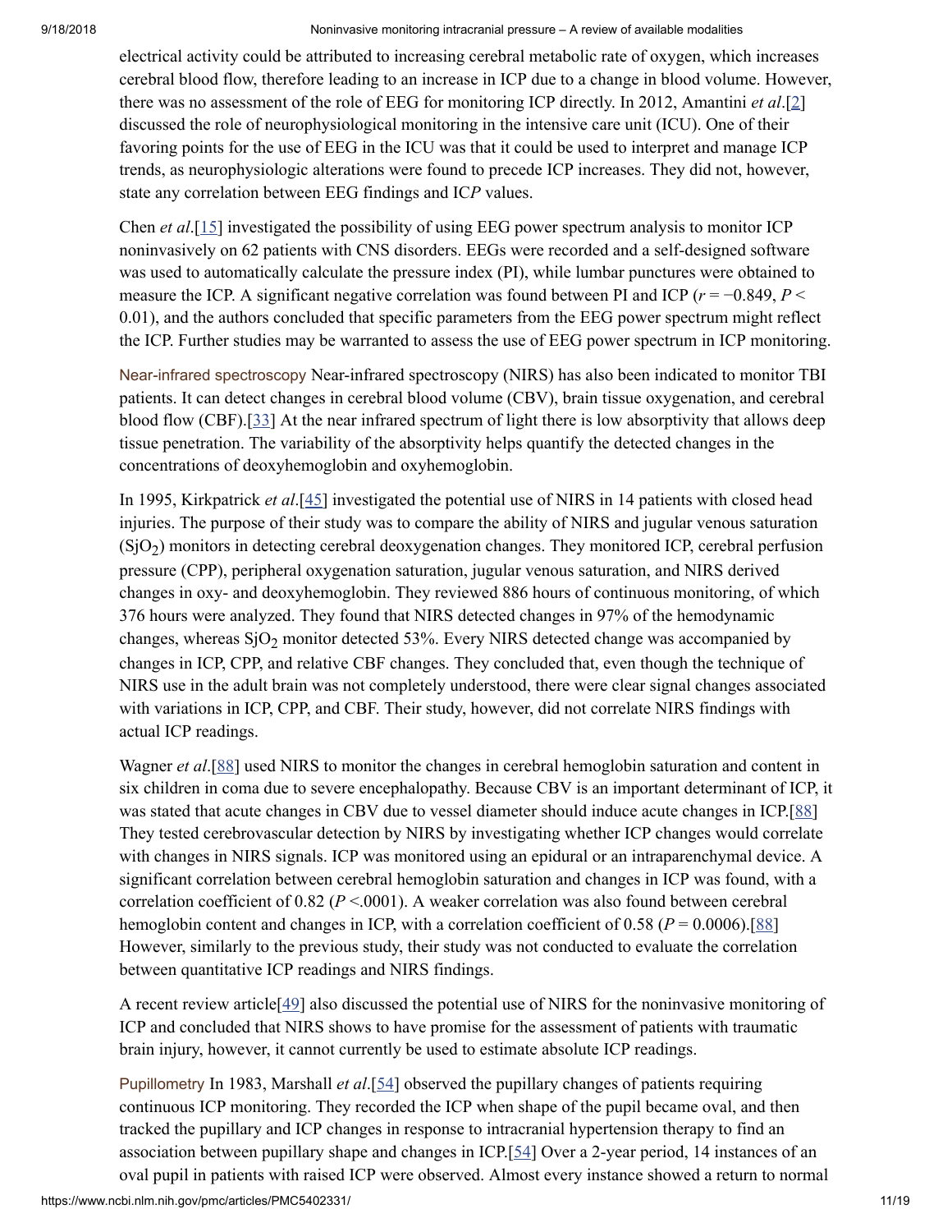electrical activity could be attributed to increasing cerebral metabolic rate of oxygen, which increases cerebral blood flow, therefore leading to an increase in ICP due to a change in blood volume. However, there was no assessment of the role of EEG for monitoring ICP directly. In 2012, Amantini *et al*.[2] discussed the role of neurophysiological monitoring in the intensive care unit (ICU). One of their favoring points for the use of EEG in the ICU was that it could be used to interpret and manage ICP trends, as neurophysiologic alterations were found to precede ICP increases. They did not, however, state any correlation between EEG findings and IC*P* values.

Chen *et al*.[15] investigated the possibility of using EEG power spectrum analysis to monitor ICP noninvasively on 62 patients with CNS disorders. EEGs were recorded and a self-designed software was used to automatically calculate the pressure index (PI), while lumbar punctures were obtained to measure the ICP. A significant negative correlation was found between PI and ICP ($r = -0.849$, $P < 0.01$), and the authors concluded that specific parameters from the EEG power spectrum might reflect the ICP. Further studies may be warranted to assess the use of EEG power spectrum in ICP monitoring.

**Near-infrared spectroscopy** Near-infrared spectroscopy (NIRS) has also been indicated to monitor TBI patients. It can detect changes in cerebral blood volume (CBV), brain tissue oxygenation, and cerebral blood flow (CBF).[33] At the near infrared spectrum of light there is low absorptivity that allows deep tissue penetration. The variability of the absorptivity helps quantify the detected changes in the concentrations of deoxyhemoglobin and oxyhemoglobin.

In 1995, Kirkpatrick *et al*.[45] investigated the potential use of NIRS in 14 patients with closed head injuries. The purpose of their study was to compare the ability of NIRS and jugular venous saturation ($SjO_2$) monitors in detecting cerebral deoxygenation changes. They monitored ICP, cerebral perfusion pressure (CPP), peripheral oxygenation saturation, jugular venous saturation, and NIRS derived changes in oxy- and deoxyhemoglobin. They reviewed 886 hours of continuous monitoring, of which 376 hours were analyzed. They found that NIRS detected changes in 97% of the hemodynamic changes, whereas $SjO_2$ monitor detected 53%. Every NIRS detected change was accompanied by changes in ICP, CPP, and relative CBF changes. They concluded that, even though the technique of NIRS use in the adult brain was not completely understood, there were clear signal changes associated with variations in ICP, CPP, and CBF. Their study, however, did not correlate NIRS findings with actual ICP readings.

Wagner *et al*.[88] used NIRS to monitor the changes in cerebral hemoglobin saturation and content in six children in coma due to severe encephalopathy. Because CBV is an important determinant of ICP, it was stated that acute changes in CBV due to vessel diameter should induce acute changes in ICP.[88] They tested cerebrovascular detection by NIRS by investigating whether ICP changes would correlate with changes in NIRS signals. ICP was monitored using an epidural or an intraparenchymal device. A significant correlation between cerebral hemoglobin saturation and changes in ICP was found, with a correlation coefficient of 0.82 ($P < .0001$). A weaker correlation was also found between cerebral hemoglobin content and changes in ICP, with a correlation coefficient of 0.58 ($P = 0.0006$).[88] However, similarly to the previous study, their study was not conducted to evaluate the correlation between quantitative ICP readings and NIRS findings.

A recent review article[49] also discussed the potential use of NIRS for the noninvasive monitoring of ICP and concluded that NIRS shows to have promise for the assessment of patients with traumatic brain injury, however, it cannot currently be used to estimate absolute ICP readings.

**Pupillometry** In 1983, Marshall *et al*.[54] observed the pupillary changes of patients requiring continuous ICP monitoring. They recorded the ICP when shape of the pupil became oval, and then tracked the pupillary and ICP changes in response to intracranial hypertension therapy to find an association between pupillary shape and changes in ICP.[54] Over a 2-year period, 14 instances of an oval pupil in patients with raised ICP were observed. Almost every instance showed a return to normal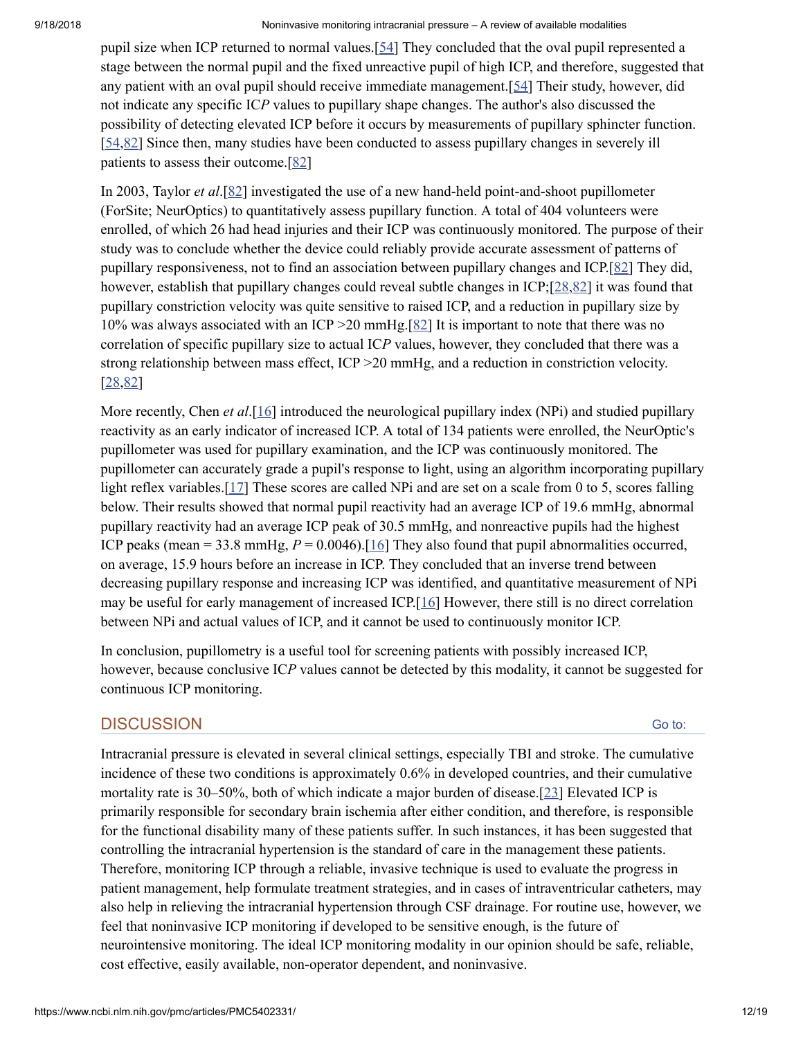pupil size when ICP returned to normal values.[54] They concluded that the oval pupil represented a stage between the normal pupil and the fixed unreactive pupil of high ICP, and therefore, suggested that any patient with an oval pupil should receive immediate management.[54] Their study, however, did not indicate any specific IC*P* values to pupillary shape changes. The author's also discussed the possibility of detecting elevated ICP before it occurs by measurements of pupillary sphincter function.[54,82] Since then, many studies have been conducted to assess pupillary changes in severely ill patients to assess their outcome.[82]

In 2003, Taylor *et al*.[82] investigated the use of a new hand-held point-and-shoot pupillometer (ForSite; NeurOptics) to quantitatively assess pupillary function. A total of 404 volunteers were enrolled, of which 26 had head injuries and their ICP was continuously monitored. The purpose of their study was to conclude whether the device could reliably provide accurate assessment of patterns of pupillary responsiveness, not to find an association between pupillary changes and ICP.[82] They did, however, establish that pupillary changes could reveal subtle changes in ICP;[28,82] it was found that pupillary constriction velocity was quite sensitive to raised ICP, and a reduction in pupillary size by 10% was always associated with an ICP >20 mmHg.[82] It is important to note that there was no correlation of specific pupillary size to actual IC*P* values, however, they concluded that there was a strong relationship between mass effect, ICP >20 mmHg, and a reduction in constriction velocity.[28,82]

More recently, Chen *et al*.[16] introduced the neurological pupillary index (NPi) and studied pupillary reactivity as an early indicator of increased ICP. A total of 134 patients were enrolled, the NeurOptic's pupillometer was used for pupillary examination, and the ICP was continuously monitored. The pupillometer can accurately grade a pupil's response to light, using an algorithm incorporating pupillary light reflex variables.[17] These scores are called NPi and are set on a scale from 0 to 5, scores falling below. Their results showed that normal pupil reactivity had an average ICP of 19.6 mmHg, abnormal pupillary reactivity had an average ICP peak of 30.5 mmHg, and nonreactive pupils had the highest ICP peaks (mean = 33.8 mmHg, $P = 0.0046$).[16] They also found that pupil abnormalities occurred, on average, 15.9 hours before an increase in ICP. They concluded that an inverse trend between decreasing pupillary response and increasing ICP was identified, and quantitative measurement of NPi may be useful for early management of increased ICP.[16] However, there still is no direct correlation between NPi and actual values of ICP, and it cannot be used to continuously monitor ICP.

In conclusion, pupillometry is a useful tool for screening patients with possibly increased ICP, however, because conclusive IC*P* values cannot be detected by this modality, it cannot be suggested for continuous ICP monitoring.

## DISCUSSION

Intracranial pressure is elevated in several clinical settings, especially TBI and stroke. The cumulative incidence of these two conditions is approximately 0.6% in developed countries, and their cumulative mortality rate is 30–50%, both of which indicate a major burden of disease.[23] Elevated ICP is primarily responsible for secondary brain ischemia after either condition, and therefore, is responsible for the functional disability many of these patients suffer. In such instances, it has been suggested that controlling the intracranial hypertension is the standard of care in the management these patients. Therefore, monitoring ICP through a reliable, invasive technique is used to evaluate the progress in patient management, help formulate treatment strategies, and in cases of intraventricular catheters, may also help in relieving the intracranial hypertension through CSF drainage. For routine use, however, we feel that noninvasive ICP monitoring if developed to be sensitive enough, is the future of neurointensive monitoring. The ideal ICP monitoring modality in our opinion should be safe, reliable, cost effective, easily available, non-operator dependent, and noninvasive.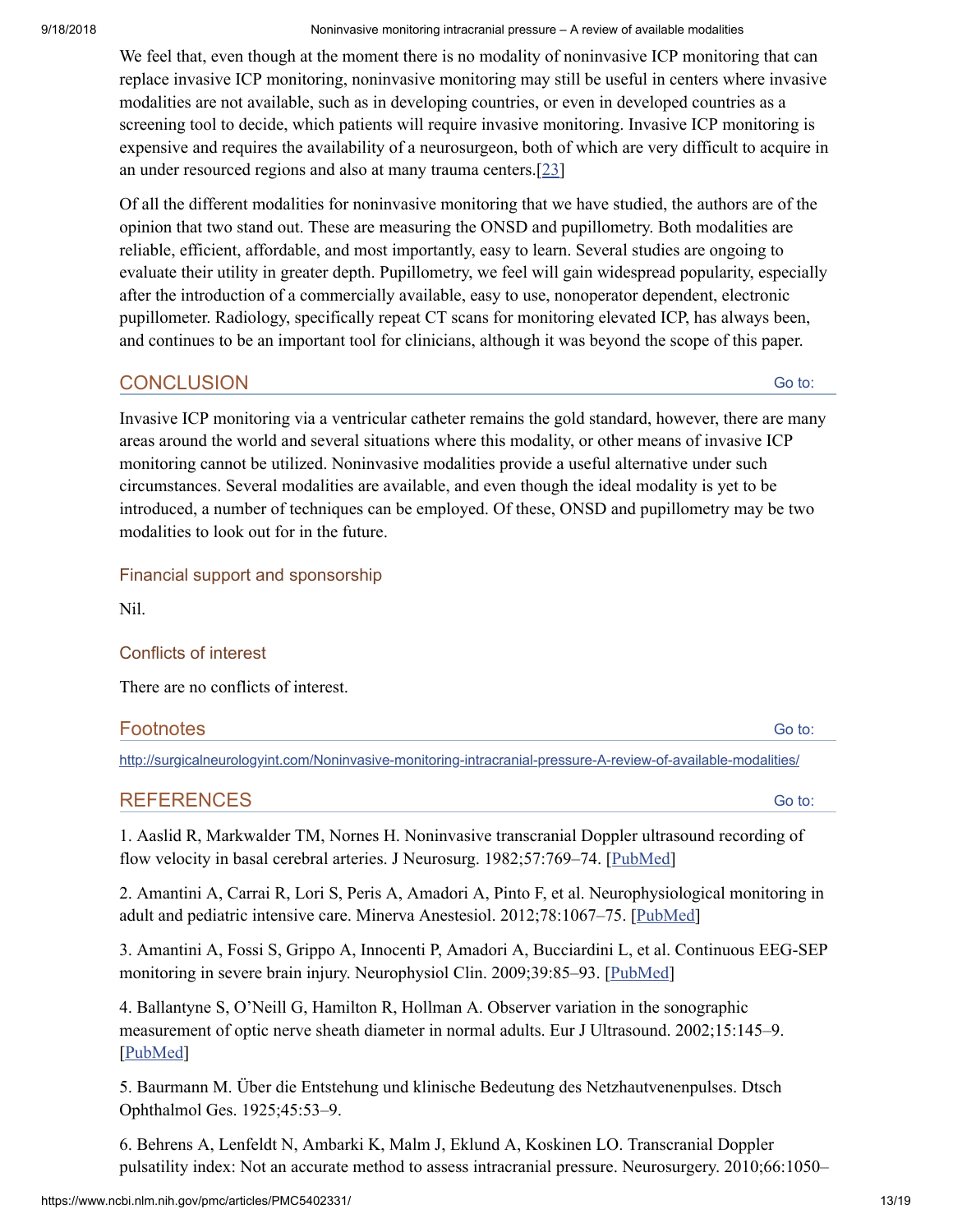We feel that, even though at the moment there is no modality of noninvasive ICP monitoring that can replace invasive ICP monitoring, noninvasive monitoring may still be useful in centers where invasive modalities are not available, such as in developing countries, or even in developed countries as a screening tool to decide, which patients will require invasive monitoring. Invasive ICP monitoring is expensive and requires the availability of a neurosurgeon, both of which are very difficult to acquire in an under resourced regions and also at many trauma centers.[23]

Of all the different modalities for noninvasive monitoring that we have studied, the authors are of the opinion that two stand out. These are measuring the ONSD and pupillometry. Both modalities are reliable, efficient, affordable, and most importantly, easy to learn. Several studies are ongoing to evaluate their utility in greater depth. Pupillometry, we feel will gain widespread popularity, especially after the introduction of a commercially available, easy to use, nonoperator dependent, electronic pupillometer. Radiology, specifically repeat CT scans for monitoring elevated ICP, has always been, and continues to be an important tool for clinicians, although it was beyond the scope of this paper.

## CONCLUSION

Invasive ICP monitoring via a ventricular catheter remains the gold standard, however, there are many areas around the world and several situations where this modality, or other means of invasive ICP monitoring cannot be utilized. Noninvasive modalities provide a useful alternative under such circumstances. Several modalities are available, and even though the ideal modality is yet to be introduced, a number of techniques can be employed. Of these, ONSD and pupillometry may be two modalities to look out for in the future.

### Financial support and sponsorship

Nil.

### Conflicts of interest

There are no conflicts of interest.

## Footnotes

http://surgicalneurologyint.com/Noninvasive-monitoring-intracranial-pressure-A-review-of-available-modalities/

## REFERENCES

1. Aaslid R, Markwalder TM, Nornes H. Noninvasive transcranial Doppler ultrasound recording of flow velocity in basal cerebral arteries. J Neurosurg. 1982;57:769–74. [PubMed]

2. Amantini A, Carrai R, Lori S, Peris A, Amadori A, Pinto F, et al. Neurophysiological monitoring in adult and pediatric intensive care. Minerva Anestesiol. 2012;78:1067–75. [PubMed]

3. Amantini A, Fossi S, Grippo A, Innocenti P, Amadori A, Bucciardini L, et al. Continuous EEG-SEP monitoring in severe brain injury. Neurophysiol Clin. 2009;39:85–93. [PubMed]

4. Ballantyne S, O'Neill G, Hamilton R, Hollman A. Observer variation in the sonographic measurement of optic nerve sheath diameter in normal adults. Eur J Ultrasound. 2002;15:145–9. [PubMed]

5. Baurmann M. Über die Entstehung und klinische Bedeutung des Netzhautvenenpulses. Dtsch Ophthalmol Ges. 1925;45:53–9.

6. Behrens A, Lenfeldt N, Ambarki K, Malm J, Eklund A, Koskinen LO. Transcranial Doppler pulsatility index: Not an accurate method to assess intracranial pressure. Neurosurgery. 2010;66:1050–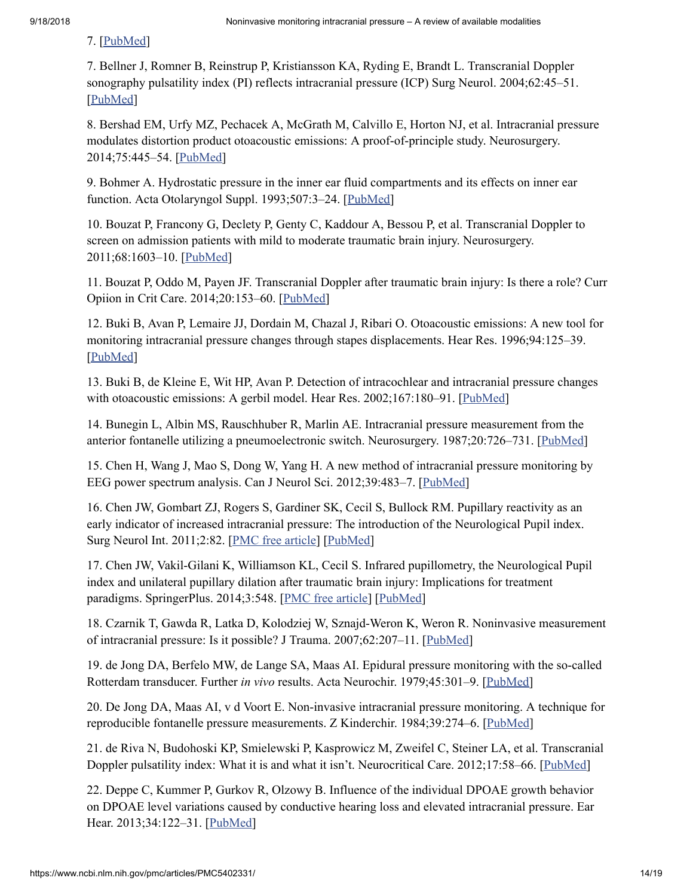7. [PubMed]

7. Bellner J, Romner B, Reinstrup P, Kristiansson KA, Ryding E, Brandt L. Transcranial Doppler sonography pulsatility index (PI) reflects intracranial pressure (ICP) Surg Neurol. 2004;62:45–51. [PubMed]

8. Bershad EM, Urfy MZ, Pechacek A, McGrath M, Calvillo E, Horton NJ, et al. Intracranial pressure modulates distortion product otoacoustic emissions: A proof-of-principle study. Neurosurgery. 2014;75:445–54. [PubMed]

9. Bohmer A. Hydrostatic pressure in the inner ear fluid compartments and its effects on inner ear function. Acta Otolaryngol Suppl. 1993;507:3–24. [PubMed]

10. Bouzat P, Francony G, Declety P, Genty C, Kaddour A, Bessou P, et al. Transcranial Doppler to screen on admission patients with mild to moderate traumatic brain injury. Neurosurgery. 2011;68:1603–10. [PubMed]

11. Bouzat P, Oddo M, Payen JF. Transcranial Doppler after traumatic brain injury: Is there a role? Curr Opiion in Crit Care. 2014;20:153–60. [PubMed]

12. Buki B, Avan P, Lemaire JJ, Dordain M, Chazal J, Ribari O. Otoacoustic emissions: A new tool for monitoring intracranial pressure changes through stapes displacements. Hear Res. 1996;94:125–39. [PubMed]

13. Buki B, de Kleine E, Wit HP, Avan P. Detection of intracochlear and intracranial pressure changes with otoacoustic emissions: A gerbil model. Hear Res. 2002;167:180–91. [PubMed]

14. Bunegin L, Albin MS, Rauschhuber R, Marlin AE. Intracranial pressure measurement from the anterior fontanelle utilizing a pneumoelectronic switch. Neurosurgery. 1987;20:726–731. [PubMed]

15. Chen H, Wang J, Mao S, Dong W, Yang H. A new method of intracranial pressure monitoring by EEG power spectrum analysis. Can J Neurol Sci. 2012;39:483–7. [PubMed]

16. Chen JW, Gombart ZJ, Rogers S, Gardiner SK, Cecil S, Bullock RM. Pupillary reactivity as an early indicator of increased intracranial pressure: The introduction of the Neurological Pupil index. Surg Neurol Int. 2011;2:82. [PMC free article] [PubMed]

17. Chen JW, Vakil-Gilani K, Williamson KL, Cecil S. Infrared pupillometry, the Neurological Pupil index and unilateral pupillary dilation after traumatic brain injury: Implications for treatment paradigms. SpringerPlus. 2014;3:548. [PMC free article] [PubMed]

18. Czarnik T, Gawda R, Latka D, Kolodziej W, Sznajd-Weron K, Weron R. Noninvasive measurement of intracranial pressure: Is it possible? J Trauma. 2007;62:207–11. [PubMed]

19. de Jong DA, Berfelo MW, de Lange SA, Maas AI. Epidural pressure monitoring with the so-called Rotterdam transducer. Further *in vivo* results. Acta Neurochir. 1979;45:301–9. [PubMed]

20. De Jong DA, Maas AI, v d Voort E. Non-invasive intracranial pressure monitoring. A technique for reproducible fontanelle pressure measurements. Z Kinderchir. 1984;39:274–6. [PubMed]

21. de Riva N, Budohoski KP, Smielewski P, Kasprowicz M, Zweifel C, Steiner LA, et al. Transcranial Doppler pulsatility index: What it is and what it isn't. Neurocritical Care. 2012;17:58–66. [PubMed]

22. Deppe C, Kummer P, Gurkov R, Olzowy B. Influence of the individual DPOAE growth behavior on DPOAE level variations caused by conductive hearing loss and elevated intracranial pressure. Ear Hear. 2013;34:122–31. [PubMed]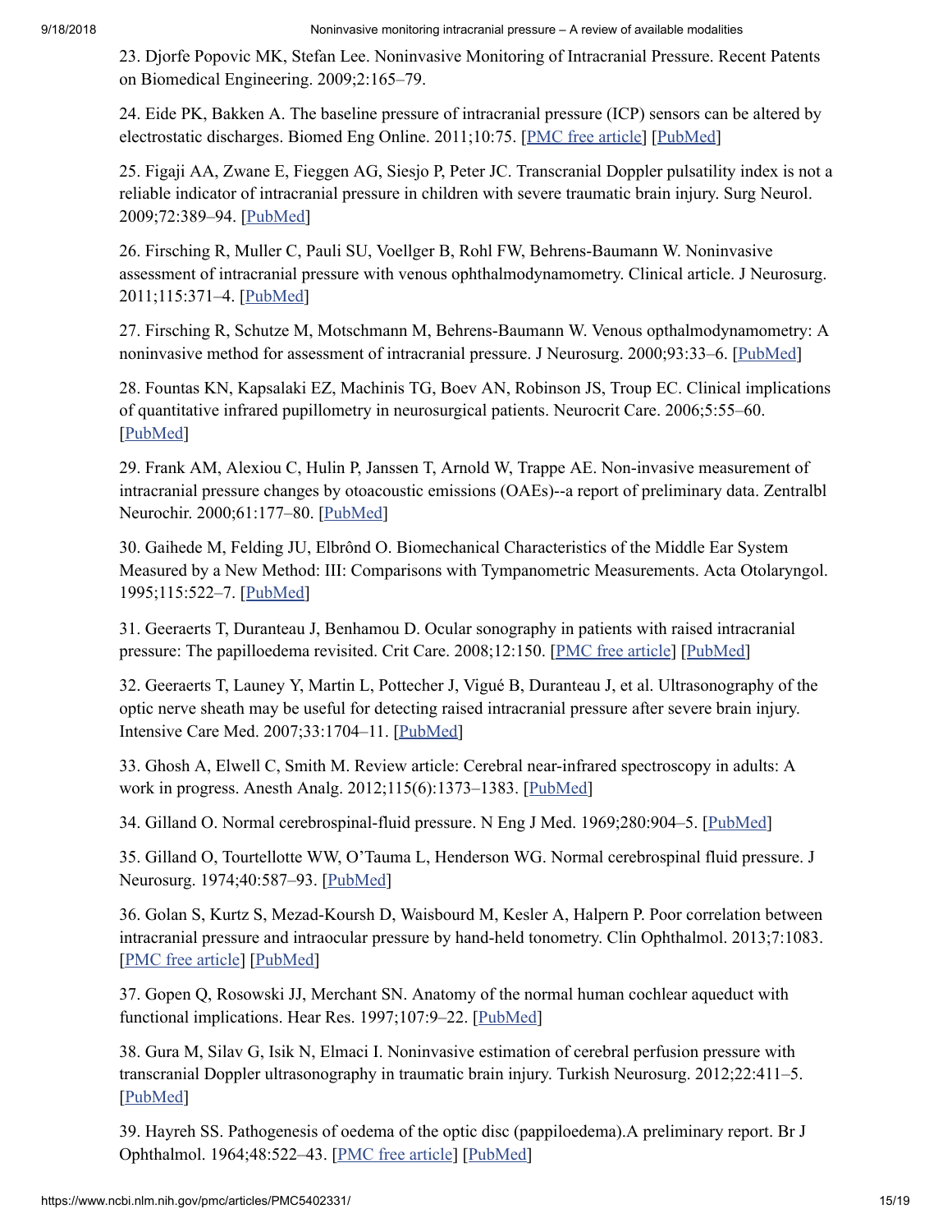23. Djorfe Popovic MK, Stefan Lee. Noninvasive Monitoring of Intracranial Pressure. Recent Patents on Biomedical Engineering. 2009;2:165–79.

24. Eide PK, Bakken A. The baseline pressure of intracranial pressure (ICP) sensors can be altered by electrostatic discharges. Biomed Eng Online. 2011;10:75. [PMC free article] [PubMed]

25. Figaji AA, Zwane E, Fieggen AG, Siesjo P, Peter JC. Transcranial Doppler pulsatility index is not a reliable indicator of intracranial pressure in children with severe traumatic brain injury. Surg Neurol. 2009;72:389–94. [PubMed]

26. Firsching R, Muller C, Pauli SU, Voellger B, Rohl FW, Behrens-Baumann W. Noninvasive assessment of intracranial pressure with venous ophthalmodynamometry. Clinical article. J Neurosurg. 2011;115:371–4. [PubMed]

27. Firsching R, Schutze M, Motschmann M, Behrens-Baumann W. Venous opthalmodynamometry: A noninvasive method for assessment of intracranial pressure. J Neurosurg. 2000;93:33–6. [PubMed]

28. Fountas KN, Kapsalaki EZ, Machinis TG, Boev AN, Robinson JS, Troup EC. Clinical implications of quantitative infrared pupillometry in neurosurgical patients. Neurocrit Care. 2006;5:55–60. [PubMed]

29. Frank AM, Alexiou C, Hulin P, Janssen T, Arnold W, Trappe AE. Non-invasive measurement of intracranial pressure changes by otoacoustic emissions (OAEs)--a report of preliminary data. Zentralbl Neurochir. 2000;61:177–80. [PubMed]

30. Gaihede M, Felding JU, Elbrônd O. Biomechanical Characteristics of the Middle Ear System Measured by a New Method: III: Comparisons with Tympanometric Measurements. Acta Otolaryngol. 1995;115:522–7. [PubMed]

31. Geeraerts T, Duranteau J, Benhamou D. Ocular sonography in patients with raised intracranial pressure: The papilloedema revisited. Crit Care. 2008;12:150. [PMC free article] [PubMed]

32. Geeraerts T, Launey Y, Martin L, Pottecher J, Vigué B, Duranteau J, et al. Ultrasonography of the optic nerve sheath may be useful for detecting raised intracranial pressure after severe brain injury. Intensive Care Med. 2007;33:1704–11. [PubMed]

33. Ghosh A, Elwell C, Smith M. Review article: Cerebral near-infrared spectroscopy in adults: A work in progress. Anesth Analg. 2012;115(6):1373–1383. [PubMed]

34. Gilland O. Normal cerebrospinal-fluid pressure. N Eng J Med. 1969;280:904–5. [PubMed]

35. Gilland O, Tourtellotte WW, O'Tauma L, Henderson WG. Normal cerebrospinal fluid pressure. J Neurosurg. 1974;40:587–93. [PubMed]

36. Golan S, Kurtz S, Mezad-Koursh D, Waisbourd M, Kesler A, Halpern P. Poor correlation between intracranial pressure and intraocular pressure by hand-held tonometry. Clin Ophthalmol. 2013;7:1083. [PMC free article] [PubMed]

37. Gopen Q, Rosowski JJ, Merchant SN. Anatomy of the normal human cochlear aqueduct with functional implications. Hear Res. 1997;107:9–22. [PubMed]

38. Gura M, Silav G, Isik N, Elmaci I. Noninvasive estimation of cerebral perfusion pressure with transcranial Doppler ultrasonography in traumatic brain injury. Turkish Neurosurg. 2012;22:411–5. [PubMed]

39. Hayreh SS. Pathogenesis of oedema of the optic disc (papilloedema).A preliminary report. Br J Ophthalmol. 1964;48:522–43. [PMC free article] [PubMed]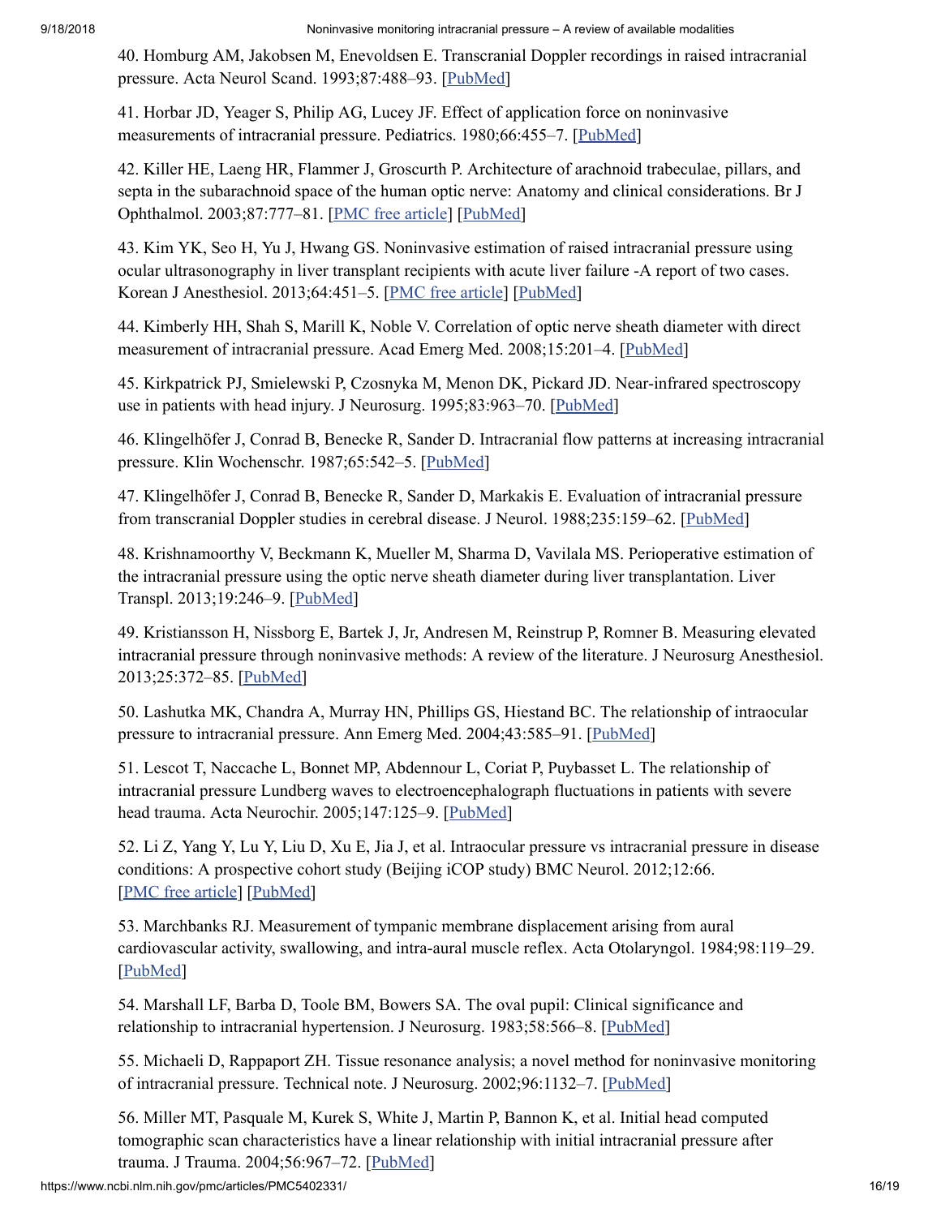40. Homburg AM, Jakobsen M, Enevoldsen E. Transcranial Doppler recordings in raised intracranial pressure. Acta Neurol Scand. 1993;87:488–93. [PubMed]

41. Horbar JD, Yeager S, Philip AG, Lucey JF. Effect of application force on noninvasive measurements of intracranial pressure. Pediatrics. 1980;66:455–7. [PubMed]

42. Killer HE, Laeng HR, Flammer J, Groscurth P. Architecture of arachnoid trabeculae, pillars, and septa in the subarachnoid space of the human optic nerve: Anatomy and clinical considerations. Br J Ophthalmol. 2003;87:777–81. [PMC free article] [PubMed]

43. Kim YK, Seo H, Yu J, Hwang GS. Noninvasive estimation of raised intracranial pressure using ocular ultrasonography in liver transplant recipients with acute liver failure -A report of two cases. Korean J Anesthesiol. 2013;64:451–5. [PMC free article] [PubMed]

44. Kimberly HH, Shah S, Marill K, Noble V. Correlation of optic nerve sheath diameter with direct measurement of intracranial pressure. Acad Emerg Med. 2008;15:201–4. [PubMed]

45. Kirkpatrick PJ, Smielewski P, Czosnyka M, Menon DK, Pickard JD. Near-infrared spectroscopy use in patients with head injury. J Neurosurg. 1995;83:963–70. [PubMed]

46. Klingelhöfer J, Conrad B, Benecke R, Sander D. Intracranial flow patterns at increasing intracranial pressure. Klin Wochenschr. 1987;65:542–5. [PubMed]

47. Klingelhöfer J, Conrad B, Benecke R, Sander D, Markakis E. Evaluation of intracranial pressure from transcranial Doppler studies in cerebral disease. J Neurol. 1988;235:159–62. [PubMed]

48. Krishnamoorthy V, Beckmann K, Mueller M, Sharma D, Vavilala MS. Perioperative estimation of the intracranial pressure using the optic nerve sheath diameter during liver transplantation. Liver Transpl. 2013;19:246–9. [PubMed]

49. Kristiansson H, Nissborg E, Bartek J, Jr, Andresen M, Reinstrup P, Romner B. Measuring elevated intracranial pressure through noninvasive methods: A review of the literature. J Neurosurg Anesthesiol. 2013;25:372–85. [PubMed]

50. Lashutka MK, Chandra A, Murray HN, Phillips GS, Hiestand BC. The relationship of intraocular pressure to intracranial pressure. Ann Emerg Med. 2004;43:585–91. [PubMed]

51. Lescot T, Naccache L, Bonnet MP, Abdennour L, Coriat P, Puybasset L. The relationship of intracranial pressure Lundberg waves to electroencephalograph fluctuations in patients with severe head trauma. Acta Neurochir. 2005;147:125–9. [PubMed]

52. Li Z, Yang Y, Lu Y, Liu D, Xu E, Jia J, et al. Intraocular pressure vs intracranial pressure in disease conditions: A prospective cohort study (Beijing iCOP study) BMC Neurol. 2012;12:66. [PMC free article] [PubMed]

53. Marchbanks RJ. Measurement of tympanic membrane displacement arising from aural cardiovascular activity, swallowing, and intra-aural muscle reflex. Acta Otolaryngol. 1984;98:119–29. [PubMed]

54. Marshall LF, Barba D, Toole BM, Bowers SA. The oval pupil: Clinical significance and relationship to intracranial hypertension. J Neurosurg. 1983;58:566–8. [PubMed]

55. Michaeli D, Rappaport ZH. Tissue resonance analysis; a novel method for noninvasive monitoring of intracranial pressure. Technical note. J Neurosurg. 2002;96:1132–7. [PubMed]

56. Miller MT, Pasquale M, Kurek S, White J, Martin P, Bannon K, et al. Initial head computed tomographic scan characteristics have a linear relationship with initial intracranial pressure after trauma. J Trauma. 2004;56:967–72. [PubMed]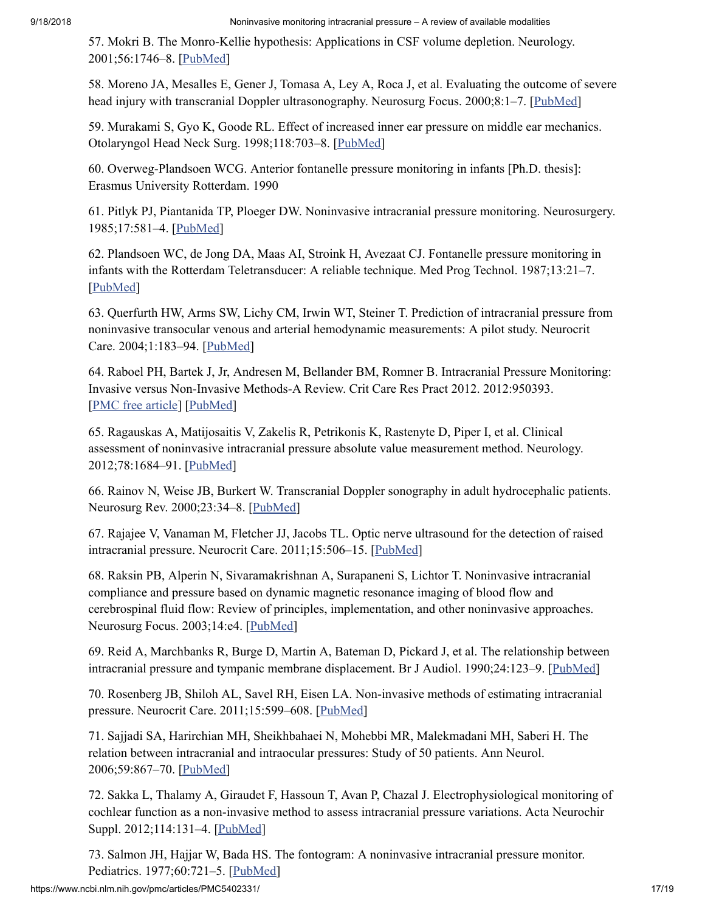57. Mokri B. The Monro-Kellie hypothesis: Applications in CSF volume depletion. Neurology. 2001;56:1746–8. [PubMed]

58. Moreno JA, Mesalles E, Gener J, Tomasa A, Ley A, Roca J, et al. Evaluating the outcome of severe head injury with transcranial Doppler ultrasonography. Neurosurg Focus. 2000;8:1–7. [PubMed]

59. Murakami S, Gyo K, Goode RL. Effect of increased inner ear pressure on middle ear mechanics. Otolaryngol Head Neck Surg. 1998;118:703–8. [PubMed]

60. Overweg-Plandsoen WCG. Anterior fontanelle pressure monitoring in infants [Ph.D. thesis]: Erasmus University Rotterdam. 1990

61. Pitlyk PJ, Piantanida TP, Ploeger DW. Noninvasive intracranial pressure monitoring. Neurosurgery. 1985;17:581–4. [PubMed]

62. Plandsoen WC, de Jong DA, Maas AI, Stroink H, Avezaat CJ. Fontanelle pressure monitoring in infants with the Rotterdam Teletransducer: A reliable technique. Med Prog Technol. 1987;13:21–7. [PubMed]

63. Querfurth HW, Arms SW, Lichy CM, Irwin WT, Steiner T. Prediction of intracranial pressure from noninvasive transocular venous and arterial hemodynamic measurements: A pilot study. Neurocrit Care. 2004;1:183–94. [PubMed]

64. Raboel PH, Bartek J, Jr, Andresen M, Bellander BM, Romner B. Intracranial Pressure Monitoring: Invasive versus Non-Invasive Methods-A Review. Crit Care Res Pract 2012. 2012:950393. [PMC free article] [PubMed]

65. Ragauskas A, Matijosaitis V, Zakelis R, Petrikonis K, Rastenyte D, Piper I, et al. Clinical assessment of noninvasive intracranial pressure absolute value measurement method. Neurology. 2012;78:1684–91. [PubMed]

66. Rainov N, Weise JB, Burkert W. Transcranial Doppler sonography in adult hydrocephalic patients. Neurosurg Rev. 2000;23:34–8. [PubMed]

67. Rajajee V, Vanaman M, Fletcher JJ, Jacobs TL. Optic nerve ultrasound for the detection of raised intracranial pressure. Neurocrit Care. 2011;15:506–15. [PubMed]

68. Raksin PB, Alperin N, Sivaramakrishnan A, Surapaneni S, Lichtor T. Noninvasive intracranial compliance and pressure based on dynamic magnetic resonance imaging of blood flow and cerebrospinal fluid flow: Review of principles, implementation, and other noninvasive approaches. Neurosurg Focus. 2003;14:e4. [PubMed]

69. Reid A, Marchbanks R, Burge D, Martin A, Bateman D, Pickard J, et al. The relationship between intracranial pressure and tympanic membrane displacement. Br J Audiol. 1990;24:123–9. [PubMed]

70. Rosenberg JB, Shiloh AL, Savel RH, Eisen LA. Non-invasive methods of estimating intracranial pressure. Neurocrit Care. 2011;15:599–608. [PubMed]

71. Sajjadi SA, Harirchian MH, Sheikhbahaei N, Mohebbi MR, Malekmadani MH, Saberi H. The relation between intracranial and intraocular pressures: Study of 50 patients. Ann Neurol. 2006;59:867–70. [PubMed]

72. Sakka L, Thalamy A, Giraudet F, Hassoun T, Avan P, Chazal J. Electrophysiological monitoring of cochlear function as a non-invasive method to assess intracranial pressure variations. Acta Neurochir Suppl. 2012;114:131–4. [PubMed]

73. Salmon JH, Hajjar W, Bada HS. The fontogram: A noninvasive intracranial pressure monitor. Pediatrics. 1977;60:721–5. [PubMed]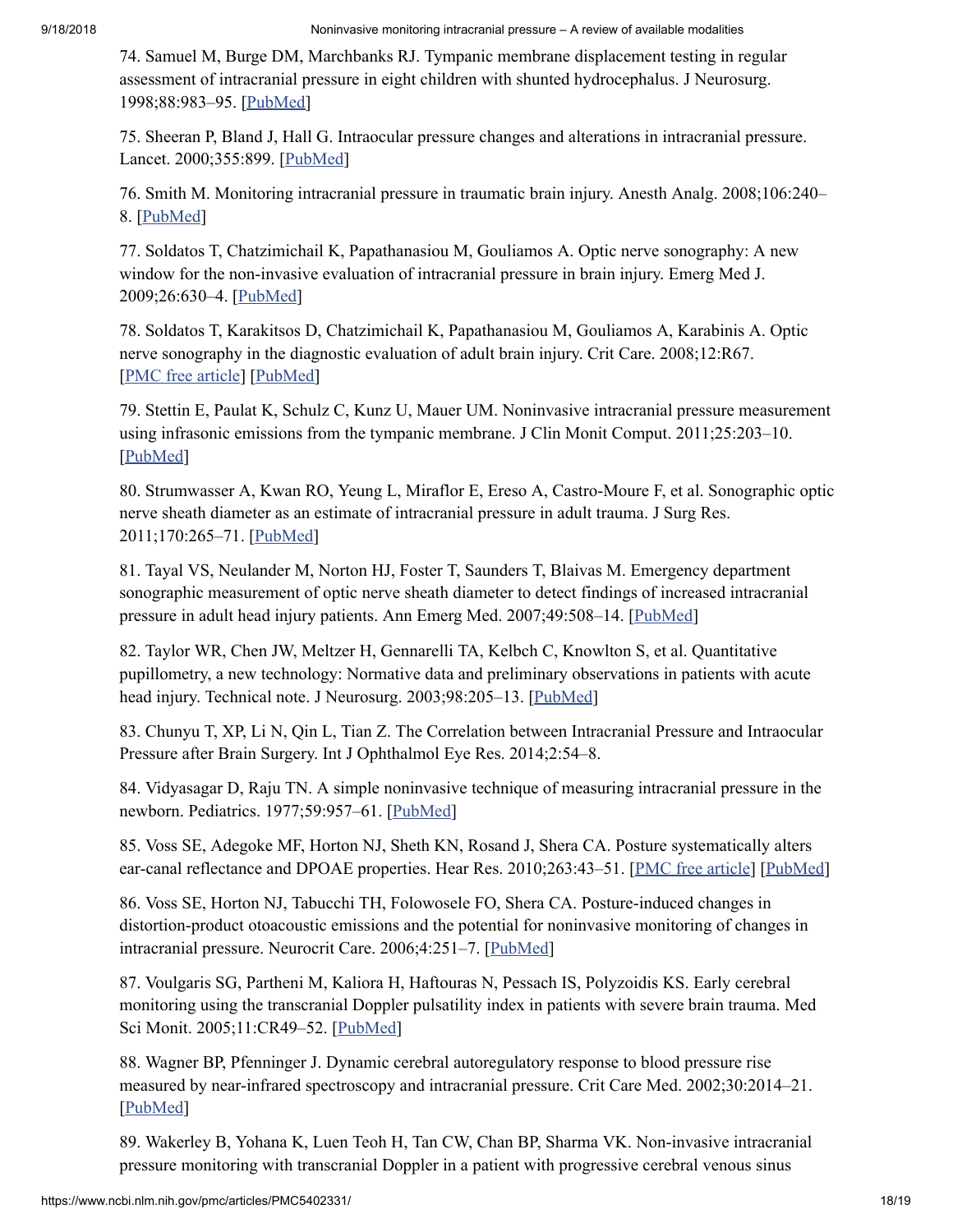74. Samuel M, Burge DM, Marchbanks RJ. Tympanic membrane displacement testing in regular assessment of intracranial pressure in eight children with shunted hydrocephalus. J Neurosurg. 1998;88:983–95. [PubMed]

75. Sheeran P, Bland J, Hall G. Intraocular pressure changes and alterations in intracranial pressure. Lancet. 2000;355:899. [PubMed]

76. Smith M. Monitoring intracranial pressure in traumatic brain injury. Anesth Analg. 2008;106:240–8. [PubMed]

77. Soldatos T, Chatzimichail K, Papathanasiou M, Gouliamos A. Optic nerve sonography: A new window for the non-invasive evaluation of intracranial pressure in brain injury. Emerg Med J. 2009;26:630–4. [PubMed]

78. Soldatos T, Karakitsos D, Chatzimichail K, Papathanasiou M, Gouliamos A, Karabinis A. Optic nerve sonography in the diagnostic evaluation of adult brain injury. Crit Care. 2008;12:R67. [PMC free article] [PubMed]

79. Stettin E, Paulat K, Schulz C, Kunz U, Mauer UM. Noninvasive intracranial pressure measurement using infrasonic emissions from the tympanic membrane. J Clin Monit Comput. 2011;25:203–10. [PubMed]

80. Strumwasser A, Kwan RO, Yeung L, Miraflor E, Ereso A, Castro-Moure F, et al. Sonographic optic nerve sheath diameter as an estimate of intracranial pressure in adult trauma. J Surg Res. 2011;170:265–71. [PubMed]

81. Tayal VS, Neulander M, Norton HJ, Foster T, Saunders T, Blaivas M. Emergency department sonographic measurement of optic nerve sheath diameter to detect findings of increased intracranial pressure in adult head injury patients. Ann Emerg Med. 2007;49:508–14. [PubMed]

82. Taylor WR, Chen JW, Meltzer H, Gennarelli TA, Kelbch C, Knowlton S, et al. Quantitative pupillometry, a new technology: Normative data and preliminary observations in patients with acute head injury. Technical note. J Neurosurg. 2003;98:205–13. [PubMed]

83. Chunyu T, XP, Li N, Qin L, Tian Z. The Correlation between Intracranial Pressure and Intraocular Pressure after Brain Surgery. Int J Ophthalmol Eye Res. 2014;2:54–8.

84. Vidyasagar D, Raju TN. A simple noninvasive technique of measuring intracranial pressure in the newborn. Pediatrics. 1977;59:957–61. [PubMed]

85. Voss SE, Adegoke MF, Horton NJ, Sheth KN, Rosand J, Shera CA. Posture systematically alters ear-canal reflectance and DPOAE properties. Hear Res. 2010;263:43–51. [PMC free article] [PubMed]

86. Voss SE, Horton NJ, Tabucchi TH, Folowosele FO, Shera CA. Posture-induced changes in distortion-product otoacoustic emissions and the potential for noninvasive monitoring of changes in intracranial pressure. Neurocrit Care. 2006;4:251–7. [PubMed]

87. Voulgaris SG, Partheni M, Kaliora H, Haftouras N, Pessach IS, Polyzoidis KS. Early cerebral monitoring using the transcranial Doppler pulsatility index in patients with severe brain trauma. Med Sci Monit. 2005;11:CR49–52. [PubMed]

88. Wagner BP, Pfenninger J. Dynamic cerebral autoregulatory response to blood pressure rise measured by near-infrared spectroscopy and intracranial pressure. Crit Care Med. 2002;30:2014–21. [PubMed]

89. Wakerley B, Yohana K, Luen Teoh H, Tan CW, Chan BP, Sharma VK. Non-invasive intracranial pressure monitoring with transcranial Doppler in a patient with progressive cerebral venous sinus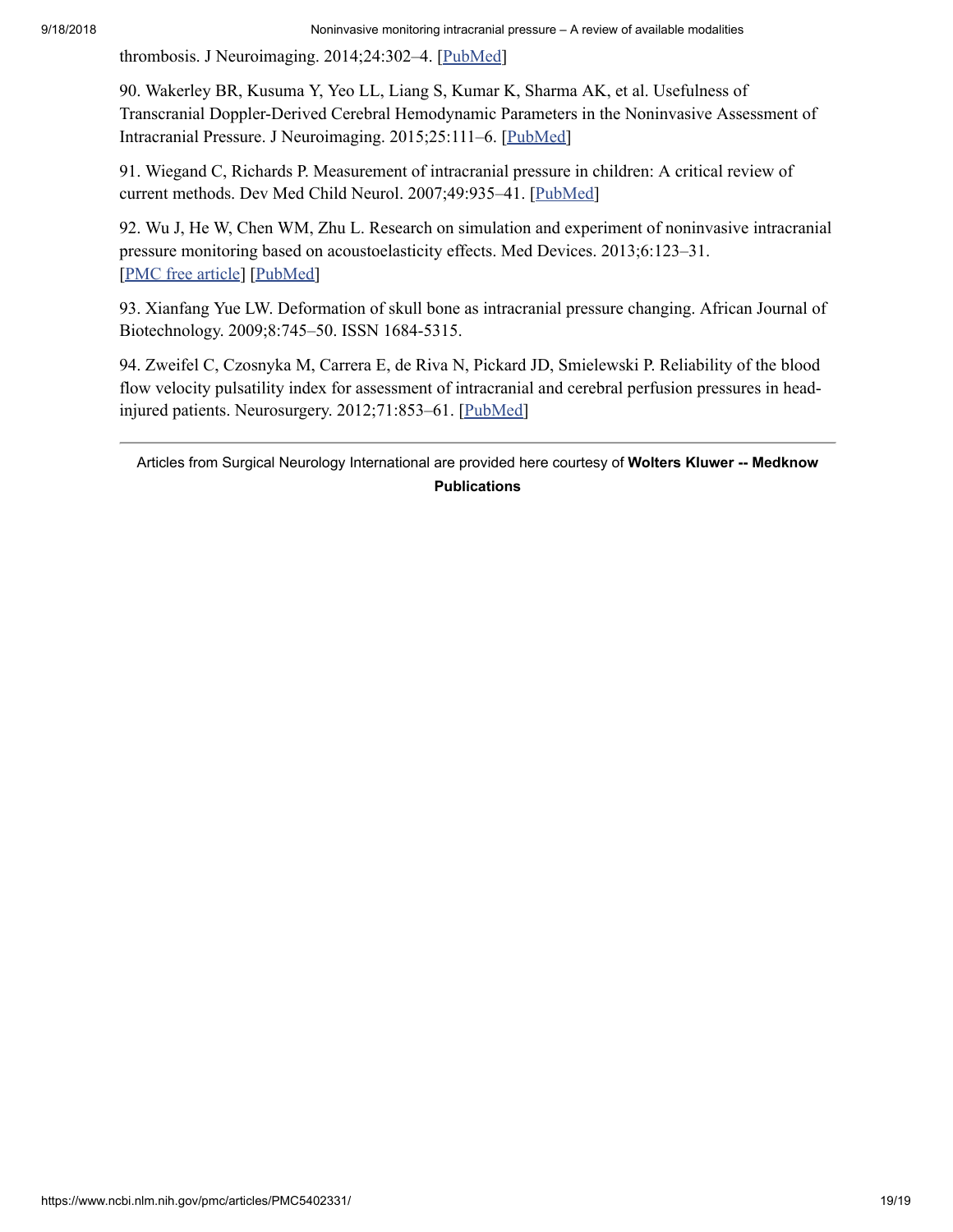thrombosis. J Neuroimaging. 2014;24:302–4. [PubMed]

90. Wakerley BR, Kusuma Y, Yeo LL, Liang S, Kumar K, Sharma AK, et al. Usefulness of Transcranial Doppler-Derived Cerebral Hemodynamic Parameters in the Noninvasive Assessment of Intracranial Pressure. J Neuroimaging. 2015;25:111–6. [PubMed]

91. Wiegand C, Richards P. Measurement of intracranial pressure in children: A critical review of current methods. Dev Med Child Neurol. 2007;49:935–41. [PubMed]

92. Wu J, He W, Chen WM, Zhu L. Research on simulation and experiment of noninvasive intracranial pressure monitoring based on acoustoelasticity effects. Med Devices. 2013;6:123–31. [PMC free article] [PubMed]

93. Xianfang Yue LW. Deformation of skull bone as intracranial pressure changing. African Journal of Biotechnology. 2009;8:745–50. ISSN 1684-5315.

94. Zweifel C, Czosnyka M, Carrera E, de Riva N, Pickard JD, Smielewski P. Reliability of the blood flow velocity pulsatility index for assessment of intracranial and cerebral perfusion pressures in head-injured patients. Neurosurgery. 2012;71:853–61. [PubMed]

---

Articles from Surgical Neurology International are provided here courtesy of **Wolters Kluwer -- Medknow Publications**